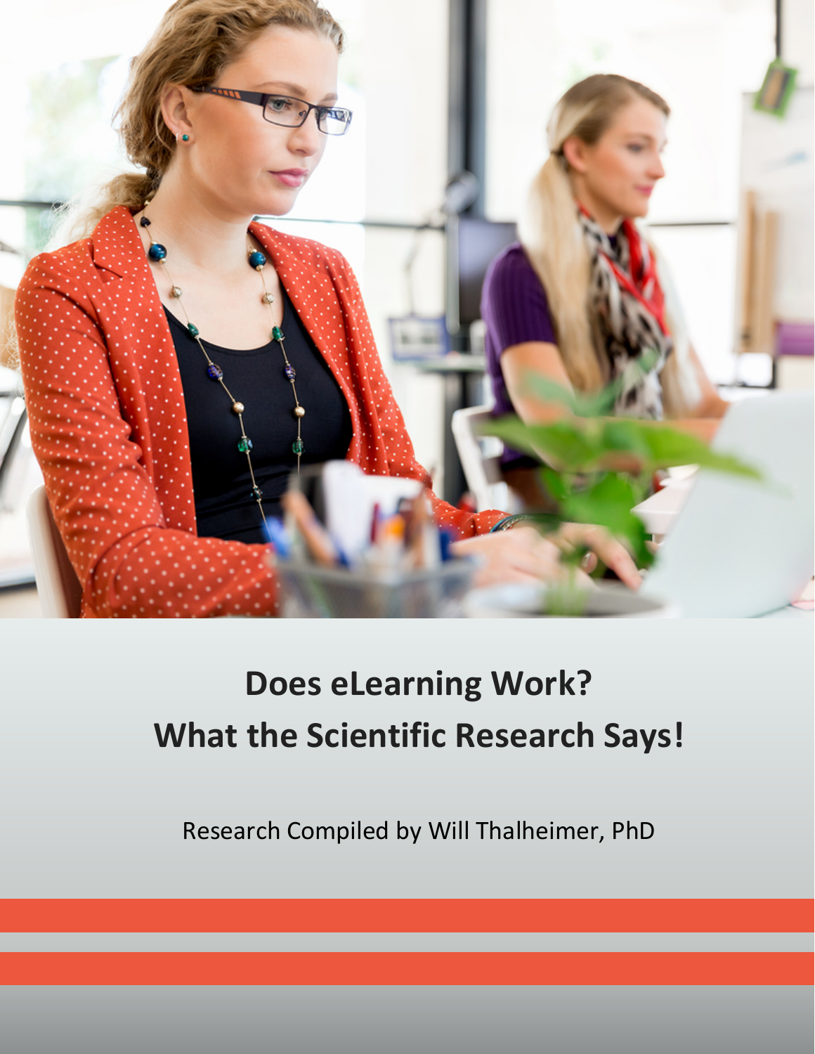# Does eLearning Work?
# What the Scientific Research Says!

Research Compiled by Will Thalheimer, PhD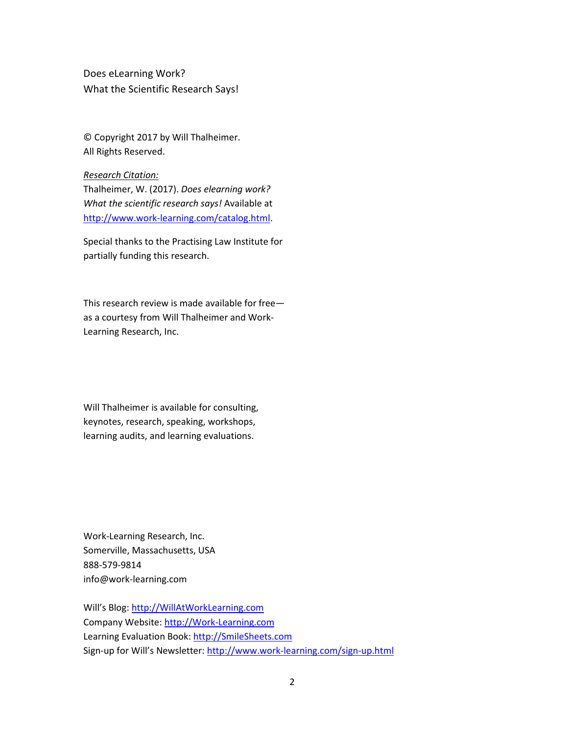Does eLearning Work?
What the Scientific Research Says!

© Copyright 2017 by Will Thalheimer.
All Rights Reserved.

*Research Citation:*
Thalheimer, W. (2017). *Does elearning work? What the scientific research says!* Available at http://www.work-learning.com/catalog.html.

Special thanks to the Practising Law Institute for partially funding this research.

This research review is made available for free—as a courtesy from Will Thalheimer and Work-Learning Research, Inc.

Will Thalheimer is available for consulting, keynotes, research, speaking, workshops, learning audits, and learning evaluations.

Work-Learning Research, Inc.
Somerville, Massachusetts, USA
888-579-9814
info@work-learning.com

Will's Blog: http://WillAtWorkLearning.com
Company Website: http://Work-Learning.com
Learning Evaluation Book: http://SmileSheets.com
Sign-up for Will's Newsletter: http://www.work-learning.com/sign-up.html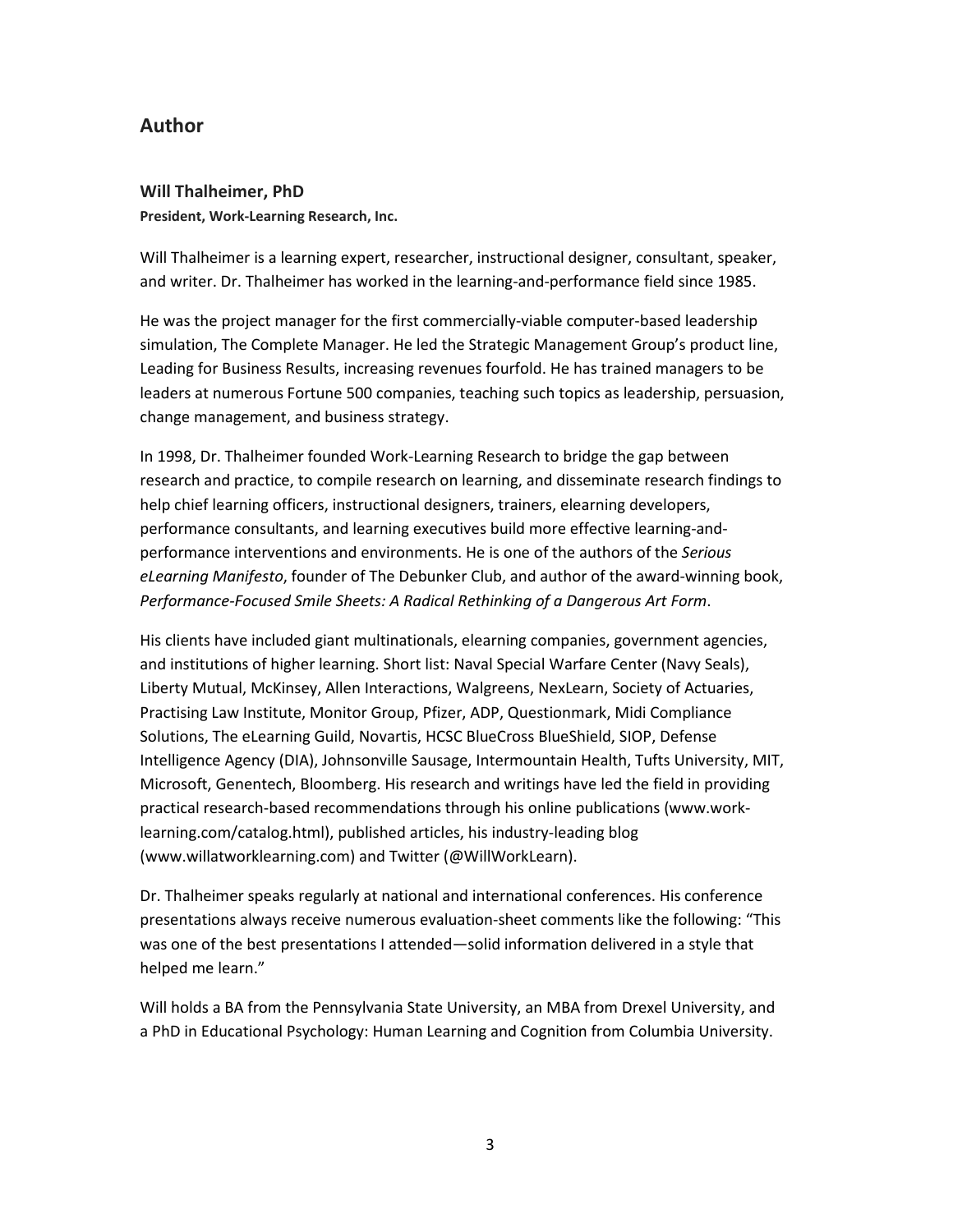## Author

### Will Thalheimer, PhD

**President, Work-Learning Research, Inc.**

Will Thalheimer is a learning expert, researcher, instructional designer, consultant, speaker, and writer. Dr. Thalheimer has worked in the learning-and-performance field since 1985.

He was the project manager for the first commercially-viable computer-based leadership simulation, The Complete Manager. He led the Strategic Management Group's product line, Leading for Business Results, increasing revenues fourfold. He has trained managers to be leaders at numerous Fortune 500 companies, teaching such topics as leadership, persuasion, change management, and business strategy.

In 1998, Dr. Thalheimer founded Work-Learning Research to bridge the gap between research and practice, to compile research on learning, and disseminate research findings to help chief learning officers, instructional designers, trainers, elearning developers, performance consultants, and learning executives build more effective learning-and-performance interventions and environments. He is one of the authors of the *Serious eLearning Manifesto*, founder of The Debunker Club, and author of the award-winning book, *Performance-Focused Smile Sheets: A Radical Rethinking of a Dangerous Art Form*.

His clients have included giant multinationals, elearning companies, government agencies, and institutions of higher learning. Short list: Naval Special Warfare Center (Navy Seals), Liberty Mutual, McKinsey, Allen Interactions, Walgreens, NexLearn, Society of Actuaries, Practising Law Institute, Monitor Group, Pfizer, ADP, Questionmark, Midi Compliance Solutions, The eLearning Guild, Novartis, HCSC BlueCross BlueShield, SIOP, Defense Intelligence Agency (DIA), Johnsonville Sausage, Intermountain Health, Tufts University, MIT, Microsoft, Genentech, Bloomberg. His research and writings have led the field in providing practical research-based recommendations through his online publications (www.work-learning.com/catalog.html), published articles, his industry-leading blog (www.willatworklearning.com) and Twitter (@WillWorkLearn).

Dr. Thalheimer speaks regularly at national and international conferences. His conference presentations always receive numerous evaluation-sheet comments like the following: "This was one of the best presentations I attended—solid information delivered in a style that helped me learn."

Will holds a BA from the Pennsylvania State University, an MBA from Drexel University, and a PhD in Educational Psychology: Human Learning and Cognition from Columbia University.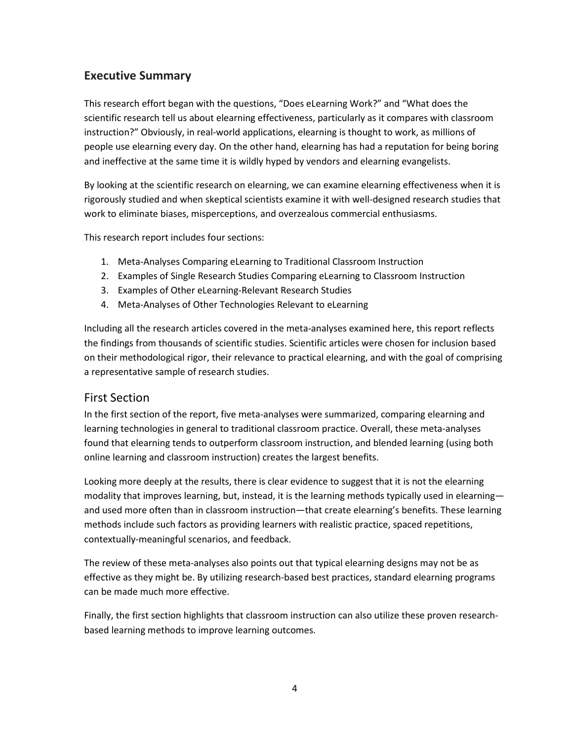## Executive Summary

This research effort began with the questions, "Does eLearning Work?" and "What does the scientific research tell us about elearning effectiveness, particularly as it compares with classroom instruction?" Obviously, in real-world applications, elearning is thought to work, as millions of people use elearning every day. On the other hand, elearning has had a reputation for being boring and ineffective at the same time it is wildly hyped by vendors and elearning evangelists.

By looking at the scientific research on elearning, we can examine elearning effectiveness when it is rigorously studied and when skeptical scientists examine it with well-designed research studies that work to eliminate biases, misperceptions, and overzealous commercial enthusiasms.

This research report includes four sections:

1. Meta-Analyses Comparing eLearning to Traditional Classroom Instruction
2. Examples of Single Research Studies Comparing eLearning to Classroom Instruction
3. Examples of Other eLearning-Relevant Research Studies
4. Meta-Analyses of Other Technologies Relevant to eLearning

Including all the research articles covered in the meta-analyses examined here, this report reflects the findings from thousands of scientific studies. Scientific articles were chosen for inclusion based on their methodological rigor, their relevance to practical elearning, and with the goal of comprising a representative sample of research studies.

### First Section

In the first section of the report, five meta-analyses were summarized, comparing elearning and learning technologies in general to traditional classroom practice. Overall, these meta-analyses found that elearning tends to outperform classroom instruction, and blended learning (using both online learning and classroom instruction) creates the largest benefits.

Looking more deeply at the results, there is clear evidence to suggest that it is not the elearning modality that improves learning, but, instead, it is the learning methods typically used in elearning—and used more often than in classroom instruction—that create elearning's benefits. These learning methods include such factors as providing learners with realistic practice, spaced repetitions, contextually-meaningful scenarios, and feedback.

The review of these meta-analyses also points out that typical elearning designs may not be as effective as they might be. By utilizing research-based best practices, standard elearning programs can be made much more effective.

Finally, the first section highlights that classroom instruction can also utilize these proven research-based learning methods to improve learning outcomes.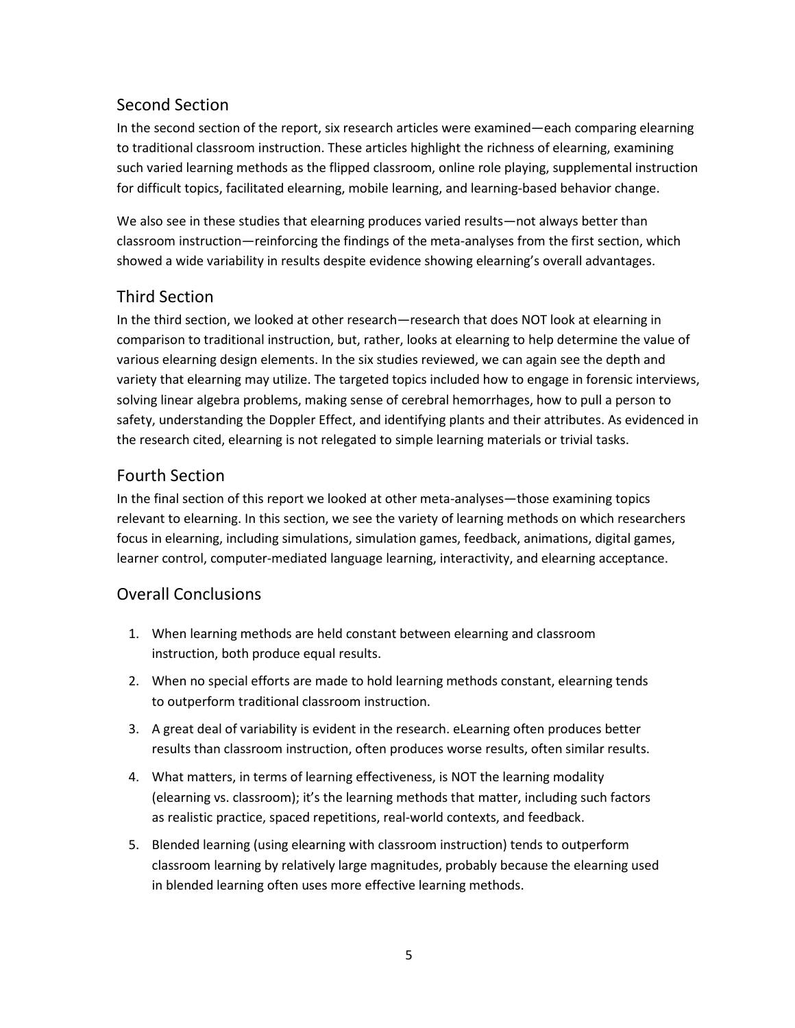## Second Section

In the second section of the report, six research articles were examined—each comparing elearning to traditional classroom instruction. These articles highlight the richness of elearning, examining such varied learning methods as the flipped classroom, online role playing, supplemental instruction for difficult topics, facilitated elearning, mobile learning, and learning-based behavior change.

We also see in these studies that elearning produces varied results—not always better than classroom instruction—reinforcing the findings of the meta-analyses from the first section, which showed a wide variability in results despite evidence showing elearning's overall advantages.

## Third Section

In the third section, we looked at other research—research that does NOT look at elearning in comparison to traditional instruction, but, rather, looks at elearning to help determine the value of various elearning design elements. In the six studies reviewed, we can again see the depth and variety that elearning may utilize. The targeted topics included how to engage in forensic interviews, solving linear algebra problems, making sense of cerebral hemorrhages, how to pull a person to safety, understanding the Doppler Effect, and identifying plants and their attributes. As evidenced in the research cited, elearning is not relegated to simple learning materials or trivial tasks.

## Fourth Section

In the final section of this report we looked at other meta-analyses—those examining topics relevant to elearning. In this section, we see the variety of learning methods on which researchers focus in elearning, including simulations, simulation games, feedback, animations, digital games, learner control, computer-mediated language learning, interactivity, and elearning acceptance.

## Overall Conclusions

1. When learning methods are held constant between elearning and classroom instruction, both produce equal results.
2. When no special efforts are made to hold learning methods constant, elearning tends to outperform traditional classroom instruction.
3. A great deal of variability is evident in the research. eLearning often produces better results than classroom instruction, often produces worse results, often similar results.
4. What matters, in terms of learning effectiveness, is NOT the learning modality (elearning vs. classroom); it's the learning methods that matter, including such factors as realistic practice, spaced repetitions, real-world contexts, and feedback.
5. Blended learning (using elearning with classroom instruction) tends to outperform classroom learning by relatively large magnitudes, probably because the elearning used in blended learning often uses more effective learning methods.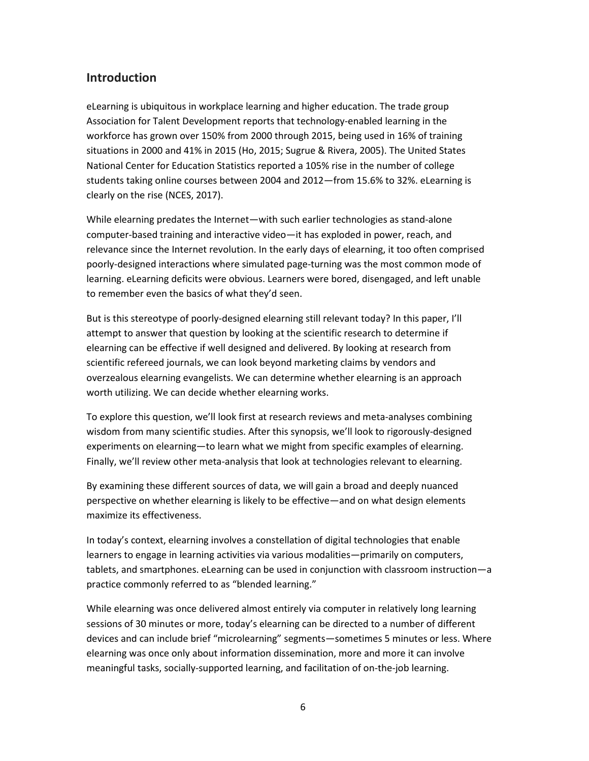## Introduction

eLearning is ubiquitous in workplace learning and higher education. The trade group Association for Talent Development reports that technology-enabled learning in the workforce has grown over 150% from 2000 through 2015, being used in 16% of training situations in 2000 and 41% in 2015 (Ho, 2015; Sugrue & Rivera, 2005). The United States National Center for Education Statistics reported a 105% rise in the number of college students taking online courses between 2004 and 2012—from 15.6% to 32%. eLearning is clearly on the rise (NCES, 2017).

While elearning predates the Internet—with such earlier technologies as stand-alone computer-based training and interactive video—it has exploded in power, reach, and relevance since the Internet revolution. In the early days of elearning, it too often comprised poorly-designed interactions where simulated page-turning was the most common mode of learning. eLearning deficits were obvious. Learners were bored, disengaged, and left unable to remember even the basics of what they'd seen.

But is this stereotype of poorly-designed elearning still relevant today? In this paper, I'll attempt to answer that question by looking at the scientific research to determine if elearning can be effective if well designed and delivered. By looking at research from scientific refereed journals, we can look beyond marketing claims by vendors and overzealous elearning evangelists. We can determine whether elearning is an approach worth utilizing. We can decide whether elearning works.

To explore this question, we'll look first at research reviews and meta-analyses combining wisdom from many scientific studies. After this synopsis, we'll look to rigorously-designed experiments on elearning—to learn what we might from specific examples of elearning. Finally, we'll review other meta-analysis that look at technologies relevant to elearning.

By examining these different sources of data, we will gain a broad and deeply nuanced perspective on whether elearning is likely to be effective—and on what design elements maximize its effectiveness.

In today's context, elearning involves a constellation of digital technologies that enable learners to engage in learning activities via various modalities—primarily on computers, tablets, and smartphones. eLearning can be used in conjunction with classroom instruction—a practice commonly referred to as "blended learning."

While elearning was once delivered almost entirely via computer in relatively long learning sessions of 30 minutes or more, today's elearning can be directed to a number of different devices and can include brief "microlearning" segments—sometimes 5 minutes or less. Where elearning was once only about information dissemination, more and more it can involve meaningful tasks, socially-supported learning, and facilitation of on-the-job learning.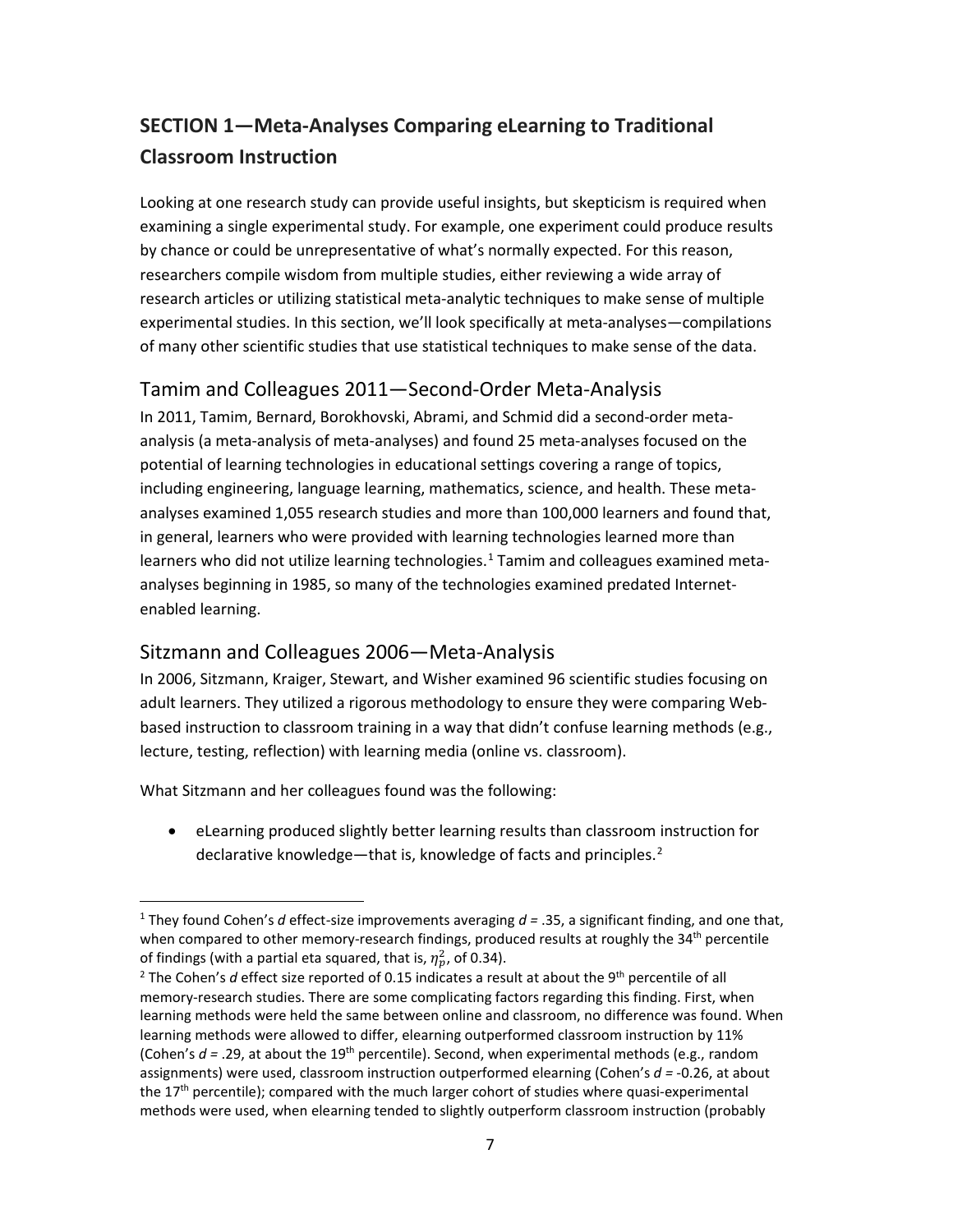## SECTION 1—Meta-Analyses Comparing eLearning to Traditional Classroom Instruction

Looking at one research study can provide useful insights, but skepticism is required when examining a single experimental study. For example, one experiment could produce results by chance or could be unrepresentative of what's normally expected. For this reason, researchers compile wisdom from multiple studies, either reviewing a wide array of research articles or utilizing statistical meta-analytic techniques to make sense of multiple experimental studies. In this section, we'll look specifically at meta-analyses—compilations of many other scientific studies that use statistical techniques to make sense of the data.

### Tamim and Colleagues 2011—Second-Order Meta-Analysis

In 2011, Tamim, Bernard, Borokhovski, Abrami, and Schmid did a second-order meta-analysis (a meta-analysis of meta-analyses) and found 25 meta-analyses focused on the potential of learning technologies in educational settings covering a range of topics, including engineering, language learning, mathematics, science, and health. These meta-analyses examined 1,055 research studies and more than 100,000 learners and found that, in general, learners who were provided with learning technologies learned more than learners who did not utilize learning technologies.[1] Tamim and colleagues examined meta-analyses beginning in 1985, so many of the technologies examined predated Internet-enabled learning.

### Sitzmann and Colleagues 2006—Meta-Analysis

In 2006, Sitzmann, Kraiger, Stewart, and Wisher examined 96 scientific studies focusing on adult learners. They utilized a rigorous methodology to ensure they were comparing Web-based instruction to classroom training in a way that didn't confuse learning methods (e.g., lecture, testing, reflection) with learning media (online vs. classroom).

What Sitzmann and her colleagues found was the following:

- eLearning produced slightly better learning results than classroom instruction for declarative knowledge—that is, knowledge of facts and principles.[2]

---

[1] They found Cohen's *d* effect-size improvements averaging $d = .35$, a significant finding, and one that, when compared to other memory-research findings, produced results at roughly the 34th percentile of findings (with a partial eta squared, that is, $\eta_p^2$, of 0.34).

[2] The Cohen's *d* effect size reported of 0.15 indicates a result at about the 9th percentile of all memory-research studies. There are some complicating factors regarding this finding. First, when learning methods were held the same between online and classroom, no difference was found. When learning methods were allowed to differ, elearning outperformed classroom instruction by 11% (Cohen's $d = .29$, at about the 19th percentile). Second, when experimental methods (e.g., random assignments) were used, classroom instruction outperformed elearning (Cohen's $d = -0.26$, at about the 17th percentile); compared with the much larger cohort of studies where quasi-experimental methods were used, when elearning tended to slightly outperform classroom instruction (probably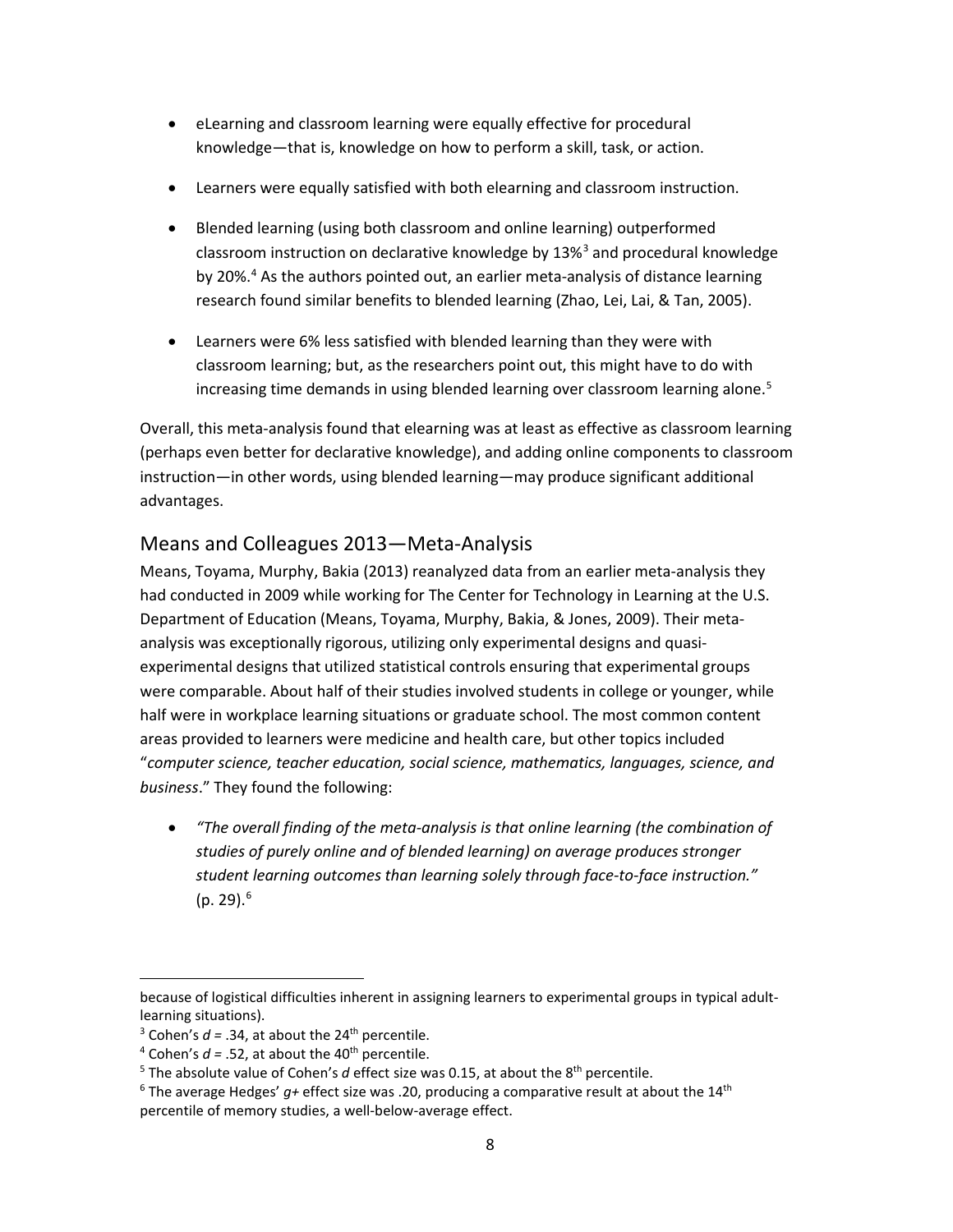- eLearning and classroom learning were equally effective for procedural knowledge—that is, knowledge on how to perform a skill, task, or action.

- Learners were equally satisfied with both elearning and classroom instruction.

- Blended learning (using both classroom and online learning) outperformed classroom instruction on declarative knowledge by 13%[3] and procedural knowledge by 20%.[4] As the authors pointed out, an earlier meta-analysis of distance learning research found similar benefits to blended learning (Zhao, Lei, Lai, & Tan, 2005).

- Learners were 6% less satisfied with blended learning than they were with classroom learning; but, as the researchers point out, this might have to do with increasing time demands in using blended learning over classroom learning alone.[5]

Overall, this meta-analysis found that elearning was at least as effective as classroom learning (perhaps even better for declarative knowledge), and adding online components to classroom instruction—in other words, using blended learning—may produce significant additional advantages.

## Means and Colleagues 2013—Meta-Analysis

Means, Toyama, Murphy, Bakia (2013) reanalyzed data from an earlier meta-analysis they had conducted in 2009 while working for The Center for Technology in Learning at the U.S. Department of Education (Means, Toyama, Murphy, Bakia, & Jones, 2009). Their meta-analysis was exceptionally rigorous, utilizing only experimental designs and quasi-experimental designs that utilized statistical controls ensuring that experimental groups were comparable. About half of their studies involved students in college or younger, while half were in workplace learning situations or graduate school. The most common content areas provided to learners were medicine and health care, but other topics included "*computer science, teacher education, social science, mathematics, languages, science, and business*." They found the following:

- *"The overall finding of the meta-analysis is that online learning (the combination of studies of purely online and of blended learning) on average produces stronger student learning outcomes than learning solely through face-to-face instruction."* (p. 29).[6]

---

because of logistical difficulties inherent in assigning learners to experimental groups in typical adult-learning situations).

[3] Cohen's $d$ = .34, at about the 24th percentile.

[4] Cohen's $d$ = .52, at about the 40th percentile.

[5] The absolute value of Cohen's $d$ effect size was 0.15, at about the 8th percentile.

[6] The average Hedges' $g+$ effect size was .20, producing a comparative result at about the 14th percentile of memory studies, a well-below-average effect.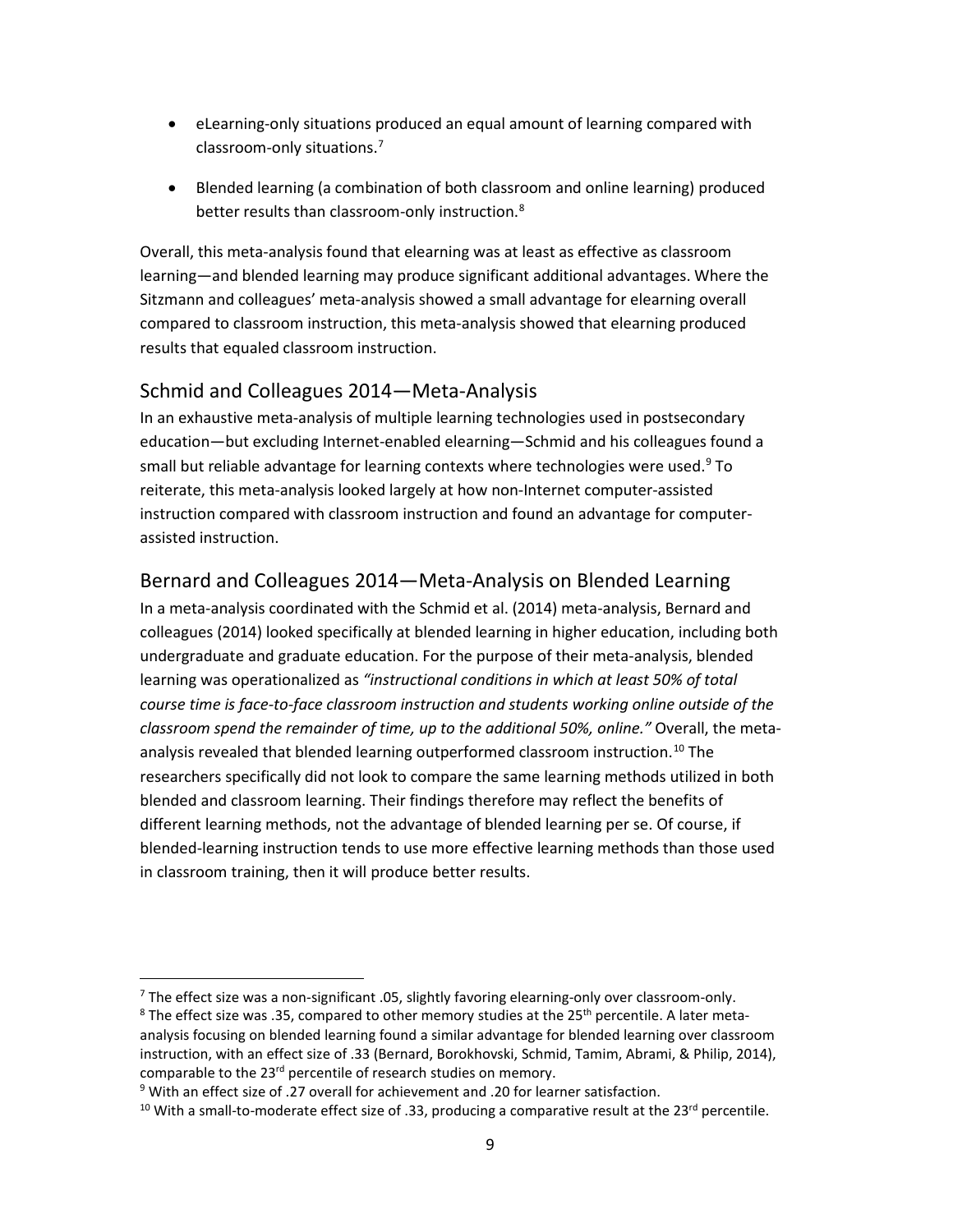- eLearning-only situations produced an equal amount of learning compared with classroom-only situations.[7]

- Blended learning (a combination of both classroom and online learning) produced better results than classroom-only instruction.[8]

Overall, this meta-analysis found that elearning was at least as effective as classroom learning—and blended learning may produce significant additional advantages. Where the Sitzmann and colleagues' meta-analysis showed a small advantage for elearning overall compared to classroom instruction, this meta-analysis showed that elearning produced results that equaled classroom instruction.

## Schmid and Colleagues 2014—Meta-Analysis

In an exhaustive meta-analysis of multiple learning technologies used in postsecondary education—but excluding Internet-enabled elearning—Schmid and his colleagues found a small but reliable advantage for learning contexts where technologies were used.[9] To reiterate, this meta-analysis looked largely at how non-Internet computer-assisted instruction compared with classroom instruction and found an advantage for computer-assisted instruction.

## Bernard and Colleagues 2014—Meta-Analysis on Blended Learning

In a meta-analysis coordinated with the Schmid et al. (2014) meta-analysis, Bernard and colleagues (2014) looked specifically at blended learning in higher education, including both undergraduate and graduate education. For the purpose of their meta-analysis, blended learning was operationalized as *"instructional conditions in which at least 50% of total course time is face-to-face classroom instruction and students working online outside of the classroom spend the remainder of time, up to the additional 50%, online."* Overall, the meta-analysis revealed that blended learning outperformed classroom instruction.[10] The researchers specifically did not look to compare the same learning methods utilized in both blended and classroom learning. Their findings therefore may reflect the benefits of different learning methods, not the advantage of blended learning per se. Of course, if blended-learning instruction tends to use more effective learning methods than those used in classroom training, then it will produce better results.

---

[7] The effect size was a non-significant .05, slightly favoring elearning-only over classroom-only.

[8] The effect size was .35, compared to other memory studies at the 25th percentile. A later meta-analysis focusing on blended learning found a similar advantage for blended learning over classroom instruction, with an effect size of .33 (Bernard, Borokhovski, Schmid, Tamim, Abrami, & Philip, 2014), comparable to the 23rd percentile of research studies on memory.

[9] With an effect size of .27 overall for achievement and .20 for learner satisfaction.

[10] With a small-to-moderate effect size of .33, producing a comparative result at the 23rd percentile.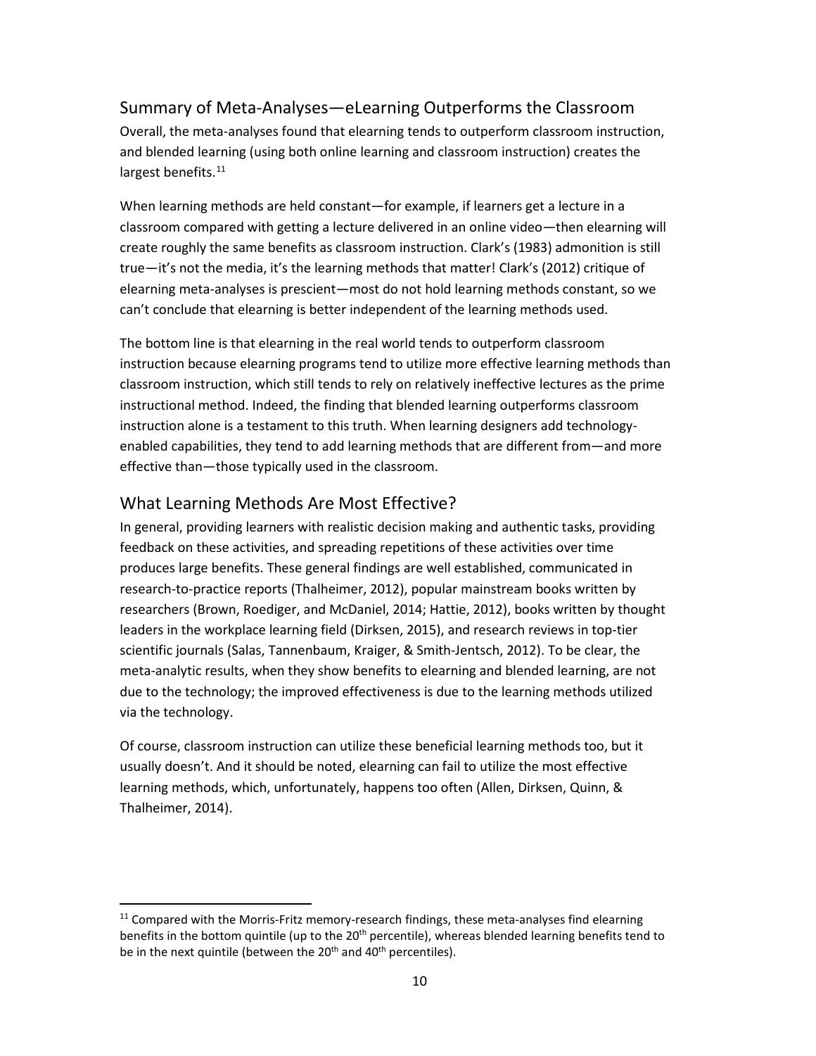## Summary of Meta-Analyses—eLearning Outperforms the Classroom

Overall, the meta-analyses found that elearning tends to outperform classroom instruction, and blended learning (using both online learning and classroom instruction) creates the largest benefits.[11]

When learning methods are held constant—for example, if learners get a lecture in a classroom compared with getting a lecture delivered in an online video—then elearning will create roughly the same benefits as classroom instruction. Clark's (1983) admonition is still true—it's not the media, it's the learning methods that matter! Clark's (2012) critique of elearning meta-analyses is prescient—most do not hold learning methods constant, so we can't conclude that elearning is better independent of the learning methods used.

The bottom line is that elearning in the real world tends to outperform classroom instruction because elearning programs tend to utilize more effective learning methods than classroom instruction, which still tends to rely on relatively ineffective lectures as the prime instructional method. Indeed, the finding that blended learning outperforms classroom instruction alone is a testament to this truth. When learning designers add technology-enabled capabilities, they tend to add learning methods that are different from—and more effective than—those typically used in the classroom.

## What Learning Methods Are Most Effective?

In general, providing learners with realistic decision making and authentic tasks, providing feedback on these activities, and spreading repetitions of these activities over time produces large benefits. These general findings are well established, communicated in research-to-practice reports (Thalheimer, 2012), popular mainstream books written by researchers (Brown, Roediger, and McDaniel, 2014; Hattie, 2012), books written by thought leaders in the workplace learning field (Dirksen, 2015), and research reviews in top-tier scientific journals (Salas, Tannenbaum, Kraiger, & Smith-Jentsch, 2012). To be clear, the meta-analytic results, when they show benefits to elearning and blended learning, are not due to the technology; the improved effectiveness is due to the learning methods utilized via the technology.

Of course, classroom instruction can utilize these beneficial learning methods too, but it usually doesn't. And it should be noted, elearning can fail to utilize the most effective learning methods, which, unfortunately, happens too often (Allen, Dirksen, Quinn, & Thalheimer, 2014).

---

[11] Compared with the Morris-Fritz memory-research findings, these meta-analyses find elearning benefits in the bottom quintile (up to the 20th percentile), whereas blended learning benefits tend to be in the next quintile (between the 20th and 40th percentiles).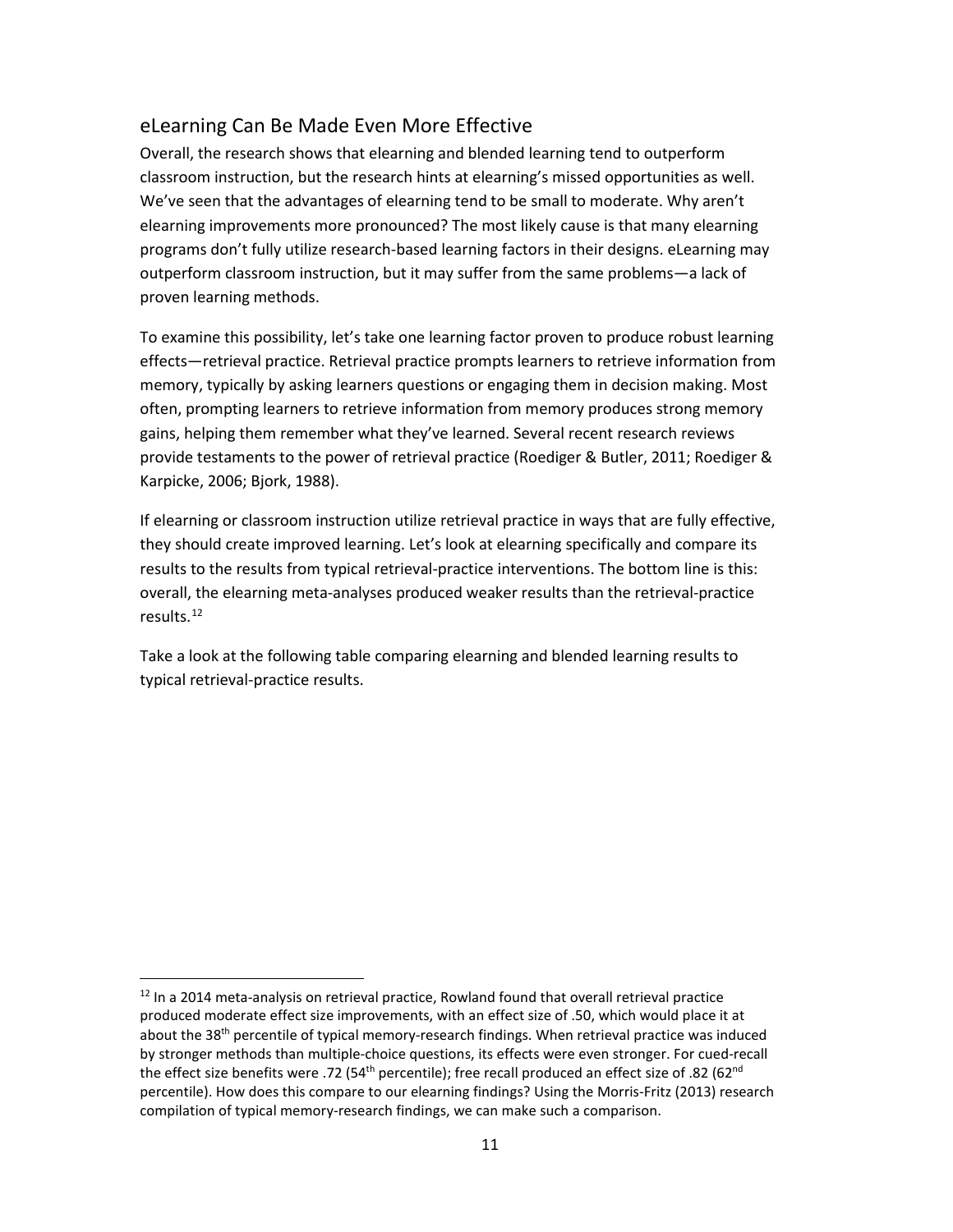## eLearning Can Be Made Even More Effective

Overall, the research shows that elearning and blended learning tend to outperform classroom instruction, but the research hints at elearning's missed opportunities as well. We've seen that the advantages of elearning tend to be small to moderate. Why aren't elearning improvements more pronounced? The most likely cause is that many elearning programs don't fully utilize research-based learning factors in their designs. eLearning may outperform classroom instruction, but it may suffer from the same problems—a lack of proven learning methods.

To examine this possibility, let's take one learning factor proven to produce robust learning effects—retrieval practice. Retrieval practice prompts learners to retrieve information from memory, typically by asking learners questions or engaging them in decision making. Most often, prompting learners to retrieve information from memory produces strong memory gains, helping them remember what they've learned. Several recent research reviews provide testaments to the power of retrieval practice (Roediger & Butler, 2011; Roediger & Karpicke, 2006; Bjork, 1988).

If elearning or classroom instruction utilize retrieval practice in ways that are fully effective, they should create improved learning. Let's look at elearning specifically and compare its results to the results from typical retrieval-practice interventions. The bottom line is this: overall, the elearning meta-analyses produced weaker results than the retrieval-practice results.[12]

Take a look at the following table comparing elearning and blended learning results to typical retrieval-practice results.

[12] In a 2014 meta-analysis on retrieval practice, Rowland found that overall retrieval practice produced moderate effect size improvements, with an effect size of .50, which would place it at about the 38th percentile of typical memory-research findings. When retrieval practice was induced by stronger methods than multiple-choice questions, its effects were even stronger. For cued-recall the effect size benefits were .72 (54th percentile); free recall produced an effect size of .82 (62nd percentile). How does this compare to our elearning findings? Using the Morris-Fritz (2013) research compilation of typical memory-research findings, we can make such a comparison.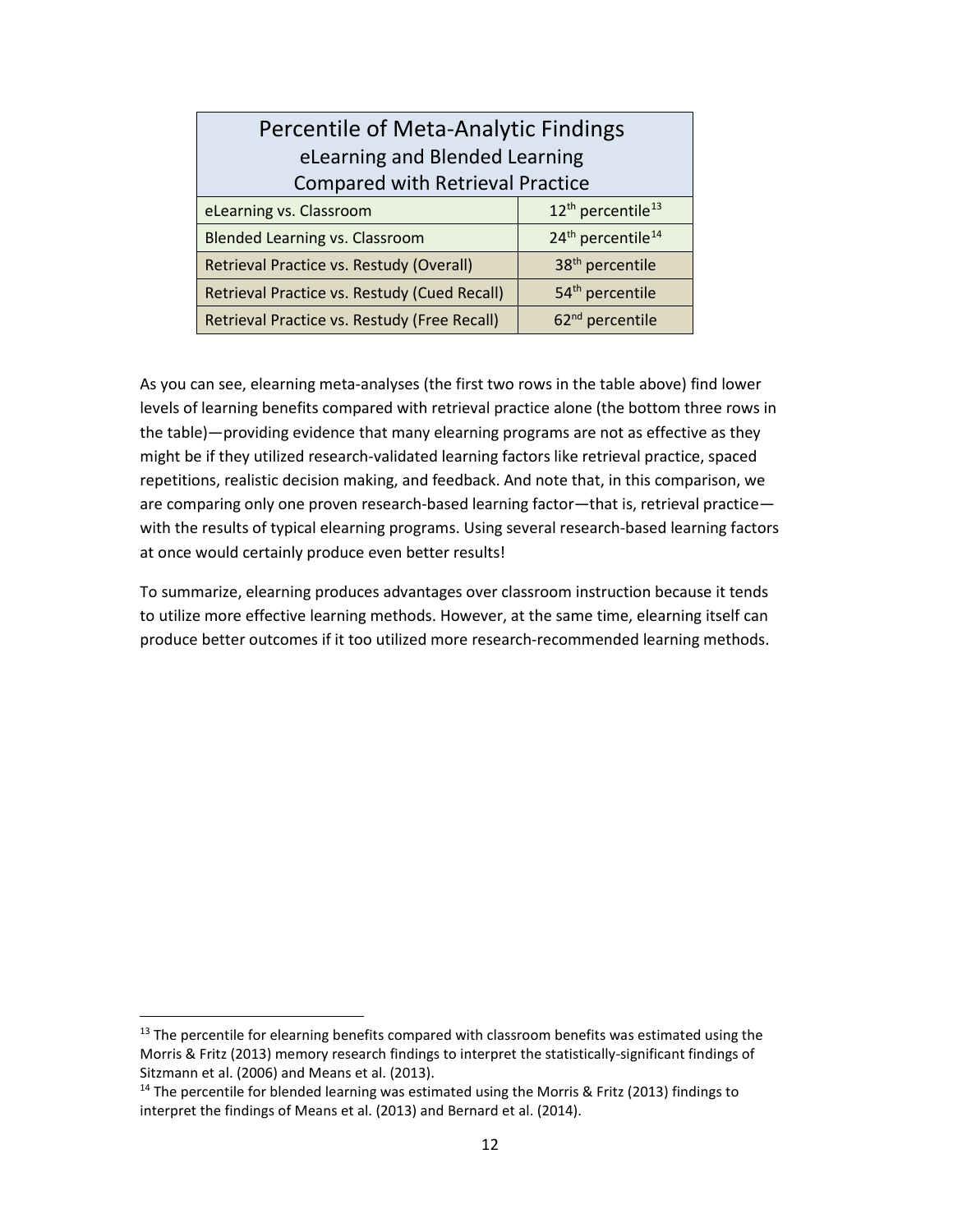| Percentile of Meta-Analytic Findings<br>eLearning and Blended Learning<br>Compared with Retrieval Practice | |
|---|---|
| eLearning vs. Classroom | 12th percentile[13] |
| Blended Learning vs. Classroom | 24th percentile[14] |
| Retrieval Practice vs. Restudy (Overall) | 38th percentile |
| Retrieval Practice vs. Restudy (Cued Recall) | 54th percentile |
| Retrieval Practice vs. Restudy (Free Recall) | 62nd percentile |

As you can see, elearning meta-analyses (the first two rows in the table above) find lower levels of learning benefits compared with retrieval practice alone (the bottom three rows in the table)—providing evidence that many elearning programs are not as effective as they might be if they utilized research-validated learning factors like retrieval practice, spaced repetitions, realistic decision making, and feedback. And note that, in this comparison, we are comparing only one proven research-based learning factor—that is, retrieval practice—with the results of typical elearning programs. Using several research-based learning factors at once would certainly produce even better results!

To summarize, elearning produces advantages over classroom instruction because it tends to utilize more effective learning methods. However, at the same time, elearning itself can produce better outcomes if it too utilized more research-recommended learning methods.

[13] The percentile for elearning benefits compared with classroom benefits was estimated using the Morris & Fritz (2013) memory research findings to interpret the statistically-significant findings of Sitzmann et al. (2006) and Means et al. (2013).

[14] The percentile for blended learning was estimated using the Morris & Fritz (2013) findings to interpret the findings of Means et al. (2013) and Bernard et al. (2014).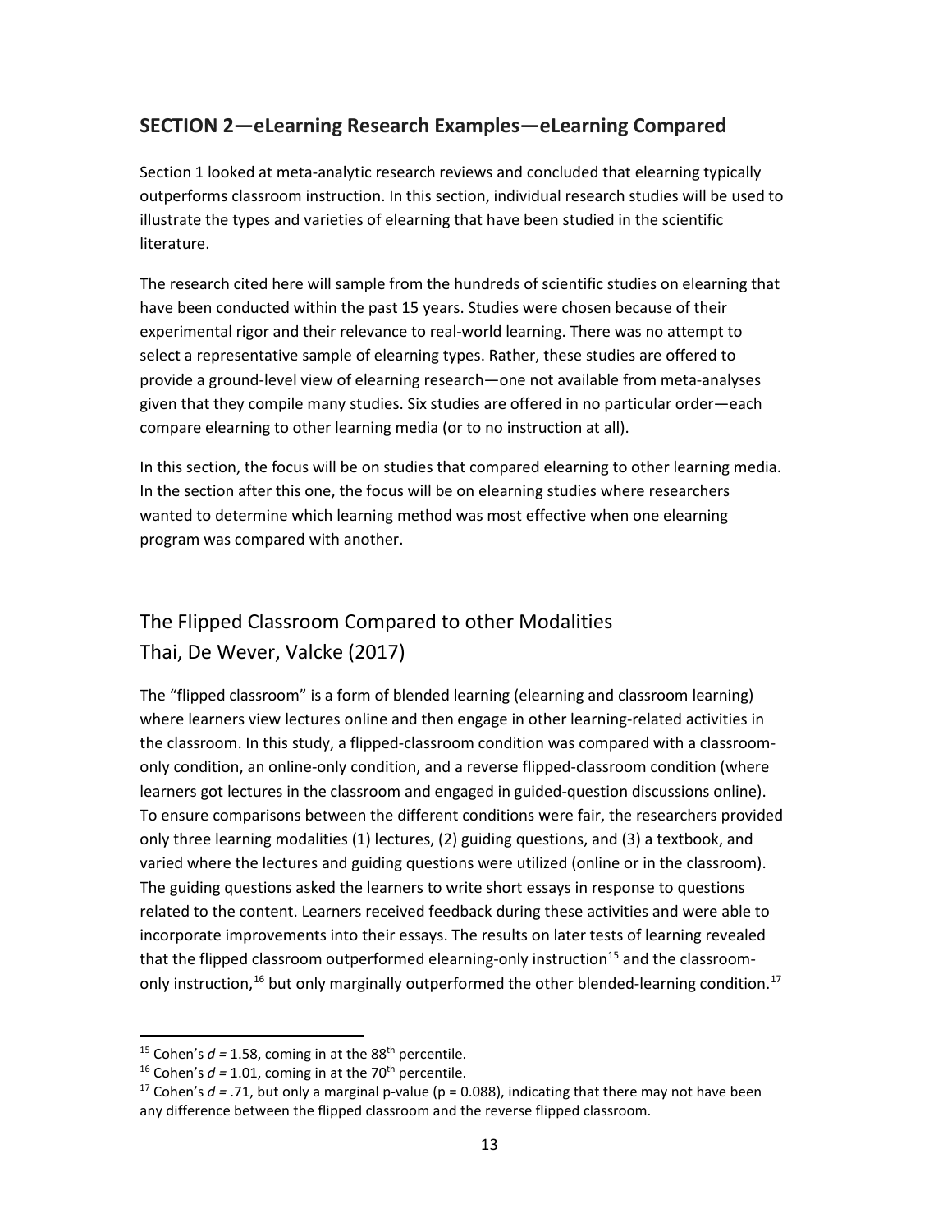## SECTION 2—eLearning Research Examples—eLearning Compared

Section 1 looked at meta-analytic research reviews and concluded that elearning typically outperforms classroom instruction. In this section, individual research studies will be used to illustrate the types and varieties of elearning that have been studied in the scientific literature.

The research cited here will sample from the hundreds of scientific studies on elearning that have been conducted within the past 15 years. Studies were chosen because of their experimental rigor and their relevance to real-world learning. There was no attempt to select a representative sample of elearning types. Rather, these studies are offered to provide a ground-level view of elearning research—one not available from meta-analyses given that they compile many studies. Six studies are offered in no particular order—each compare elearning to other learning media (or to no instruction at all).

In this section, the focus will be on studies that compared elearning to other learning media. In the section after this one, the focus will be on elearning studies where researchers wanted to determine which learning method was most effective when one elearning program was compared with another.

### The Flipped Classroom Compared to other Modalities
### Thai, De Wever, Valcke (2017)

The "flipped classroom" is a form of blended learning (elearning and classroom learning) where learners view lectures online and then engage in other learning-related activities in the classroom. In this study, a flipped-classroom condition was compared with a classroom-only condition, an online-only condition, and a reverse flipped-classroom condition (where learners got lectures in the classroom and engaged in guided-question discussions online). To ensure comparisons between the different conditions were fair, the researchers provided only three learning modalities (1) lectures, (2) guiding questions, and (3) a textbook, and varied where the lectures and guiding questions were utilized (online or in the classroom). The guiding questions asked the learners to write short essays in response to questions related to the content. Learners received feedback during these activities and were able to incorporate improvements into their essays. The results on later tests of learning revealed that the flipped classroom outperformed elearning-only instruction[15] and the classroom-only instruction,[16] but only marginally outperformed the other blended-learning condition.[17]

---

[15] Cohen's $d = 1.58$, coming in at the 88th percentile.

[16] Cohen's $d = 1.01$, coming in at the 70th percentile.

[17] Cohen's $d = .71$, but only a marginal p-value ($p = 0.088$), indicating that there may not have been any difference between the flipped classroom and the reverse flipped classroom.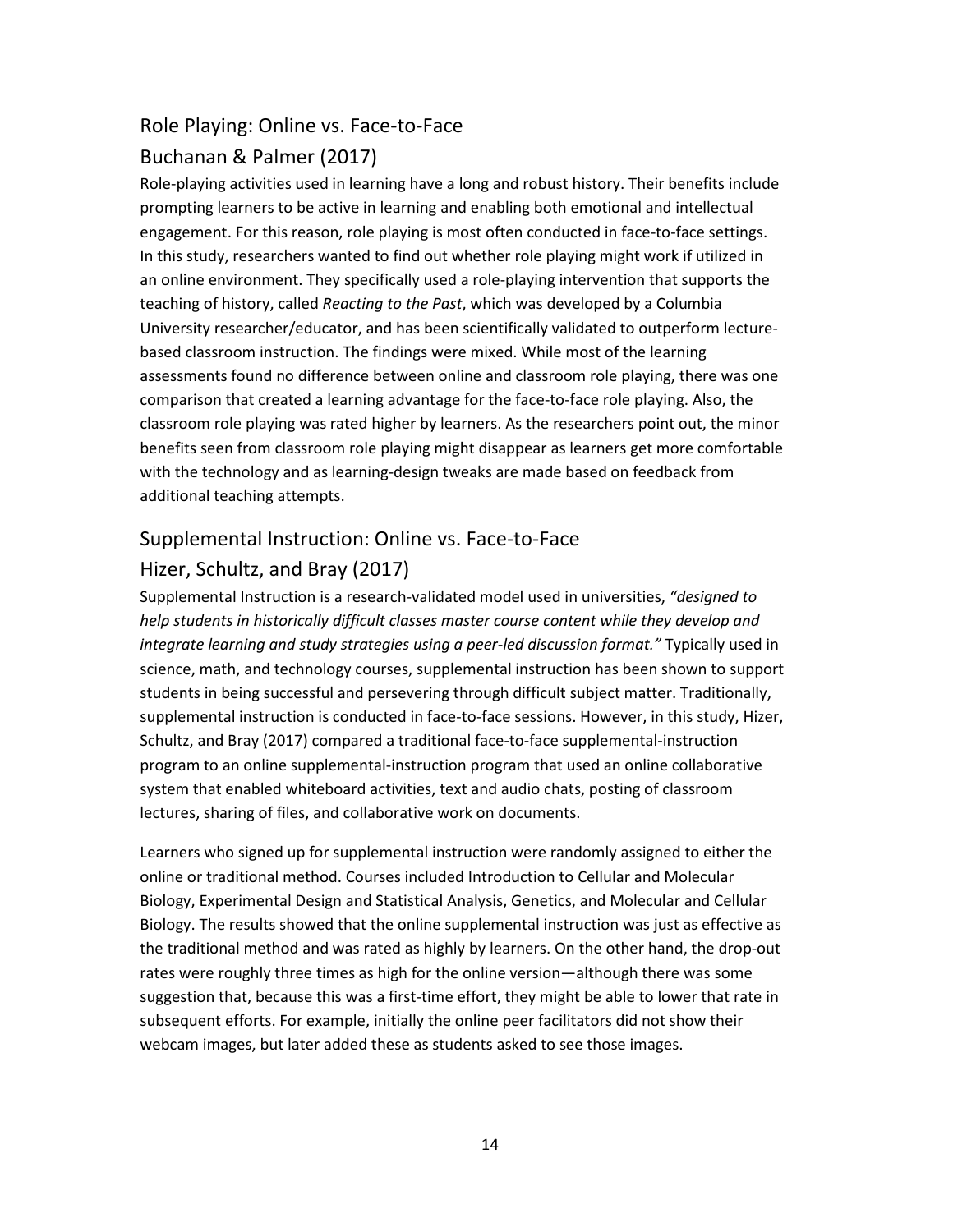## Role Playing: Online vs. Face-to-Face

### Buchanan & Palmer (2017)

Role-playing activities used in learning have a long and robust history. Their benefits include prompting learners to be active in learning and enabling both emotional and intellectual engagement. For this reason, role playing is most often conducted in face-to-face settings. In this study, researchers wanted to find out whether role playing might work if utilized in an online environment. They specifically used a role-playing intervention that supports the teaching of history, called *Reacting to the Past*, which was developed by a Columbia University researcher/educator, and has been scientifically validated to outperform lecture-based classroom instruction. The findings were mixed. While most of the learning assessments found no difference between online and classroom role playing, there was one comparison that created a learning advantage for the face-to-face role playing. Also, the classroom role playing was rated higher by learners. As the researchers point out, the minor benefits seen from classroom role playing might disappear as learners get more comfortable with the technology and as learning-design tweaks are made based on feedback from additional teaching attempts.

## Supplemental Instruction: Online vs. Face-to-Face

### Hizer, Schultz, and Bray (2017)

Supplemental Instruction is a research-validated model used in universities, *"designed to help students in historically difficult classes master course content while they develop and integrate learning and study strategies using a peer-led discussion format."* Typically used in science, math, and technology courses, supplemental instruction has been shown to support students in being successful and persevering through difficult subject matter. Traditionally, supplemental instruction is conducted in face-to-face sessions. However, in this study, Hizer, Schultz, and Bray (2017) compared a traditional face-to-face supplemental-instruction program to an online supplemental-instruction program that used an online collaborative system that enabled whiteboard activities, text and audio chats, posting of classroom lectures, sharing of files, and collaborative work on documents.

Learners who signed up for supplemental instruction were randomly assigned to either the online or traditional method. Courses included Introduction to Cellular and Molecular Biology, Experimental Design and Statistical Analysis, Genetics, and Molecular and Cellular Biology. The results showed that the online supplemental instruction was just as effective as the traditional method and was rated as highly by learners. On the other hand, the drop-out rates were roughly three times as high for the online version—although there was some suggestion that, because this was a first-time effort, they might be able to lower that rate in subsequent efforts. For example, initially the online peer facilitators did not show their webcam images, but later added these as students asked to see those images.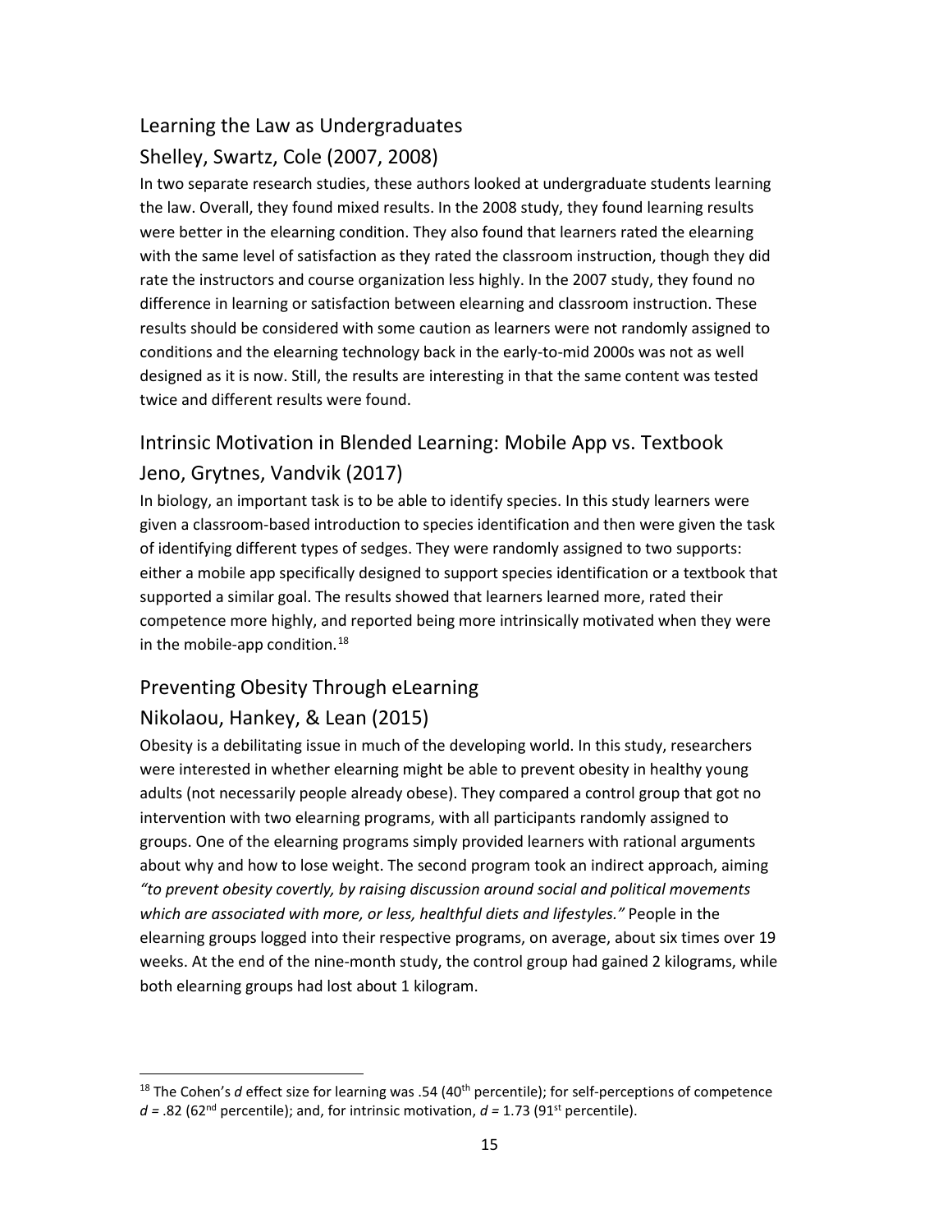## Learning the Law as Undergraduates

## Shelley, Swartz, Cole (2007, 2008)

In two separate research studies, these authors looked at undergraduate students learning the law. Overall, they found mixed results. In the 2008 study, they found learning results were better in the elearning condition. They also found that learners rated the elearning with the same level of satisfaction as they rated the classroom instruction, though they did rate the instructors and course organization less highly. In the 2007 study, they found no difference in learning or satisfaction between elearning and classroom instruction. These results should be considered with some caution as learners were not randomly assigned to conditions and the elearning technology back in the early-to-mid 2000s was not as well designed as it is now. Still, the results are interesting in that the same content was tested twice and different results were found.

## Intrinsic Motivation in Blended Learning: Mobile App vs. Textbook

## Jeno, Grytnes, Vandvik (2017)

In biology, an important task is to be able to identify species. In this study learners were given a classroom-based introduction to species identification and then were given the task of identifying different types of sedges. They were randomly assigned to two supports: either a mobile app specifically designed to support species identification or a textbook that supported a similar goal. The results showed that learners learned more, rated their competence more highly, and reported being more intrinsically motivated when they were in the mobile-app condition.[18]

## Preventing Obesity Through eLearning

## Nikolaou, Hankey, & Lean (2015)

Obesity is a debilitating issue in much of the developing world. In this study, researchers were interested in whether elearning might be able to prevent obesity in healthy young adults (not necessarily people already obese). They compared a control group that got no intervention with two elearning programs, with all participants randomly assigned to groups. One of the elearning programs simply provided learners with rational arguments about why and how to lose weight. The second program took an indirect approach, aiming *"to prevent obesity covertly, by raising discussion around social and political movements which are associated with more, or less, healthful diets and lifestyles."* People in the elearning groups logged into their respective programs, on average, about six times over 19 weeks. At the end of the nine-month study, the control group had gained 2 kilograms, while both elearning groups had lost about 1 kilogram.

---

[18] The Cohen's *d* effect size for learning was .54 (40th percentile); for self-perceptions of competence $d = .82$ (62nd percentile); and, for intrinsic motivation, $d = 1.73$ (91st percentile).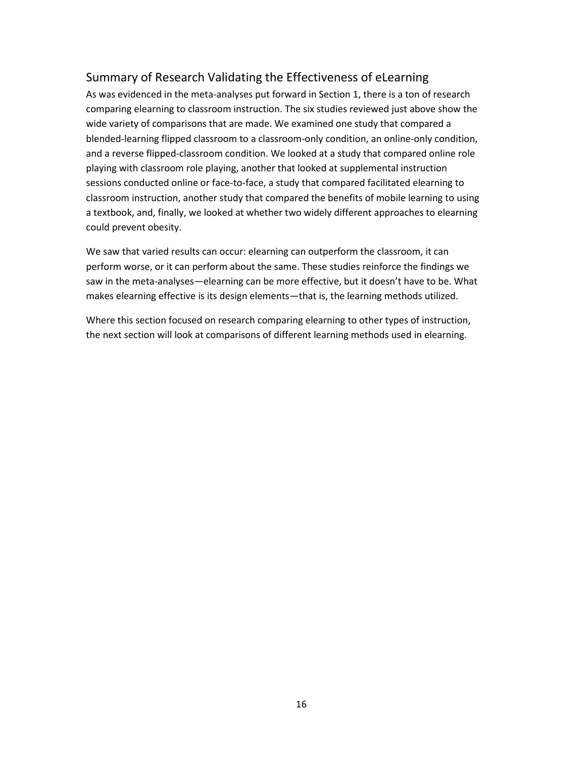## Summary of Research Validating the Effectiveness of eLearning

As was evidenced in the meta-analyses put forward in Section 1, there is a ton of research comparing elearning to classroom instruction. The six studies reviewed just above show the wide variety of comparisons that are made. We examined one study that compared a blended-learning flipped classroom to a classroom-only condition, an online-only condition, and a reverse flipped-classroom condition. We looked at a study that compared online role playing with classroom role playing, another that looked at supplemental instruction sessions conducted online or face-to-face, a study that compared facilitated elearning to classroom instruction, another study that compared the benefits of mobile learning to using a textbook, and, finally, we looked at whether two widely different approaches to elearning could prevent obesity.

We saw that varied results can occur: elearning can outperform the classroom, it can perform worse, or it can perform about the same. These studies reinforce the findings we saw in the meta-analyses—elearning can be more effective, but it doesn't have to be. What makes elearning effective is its design elements—that is, the learning methods utilized.

Where this section focused on research comparing elearning to other types of instruction, the next section will look at comparisons of different learning methods used in elearning.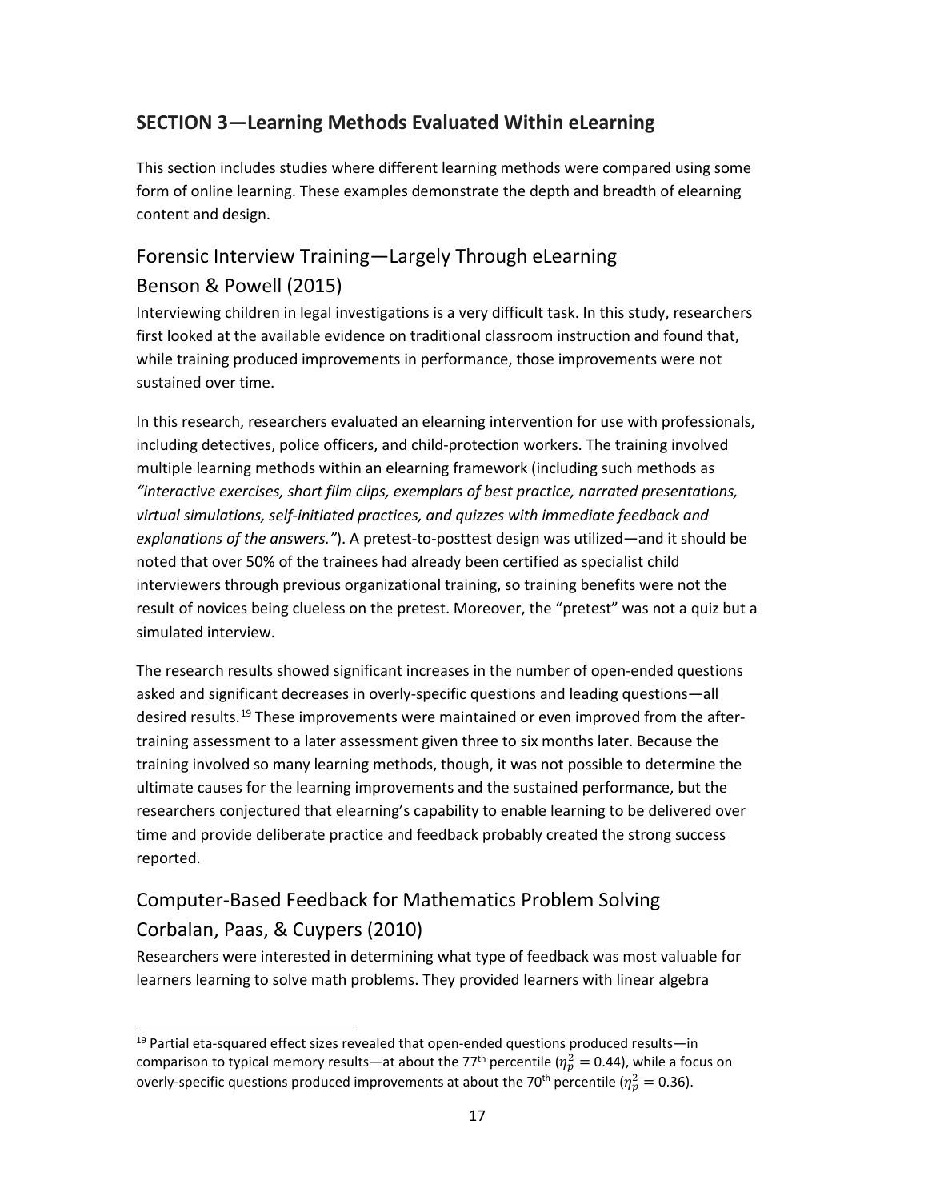## SECTION 3—Learning Methods Evaluated Within eLearning

This section includes studies where different learning methods were compared using some form of online learning. These examples demonstrate the depth and breadth of elearning content and design.

### Forensic Interview Training—Largely Through eLearning
### Benson & Powell (2015)

Interviewing children in legal investigations is a very difficult task. In this study, researchers first looked at the available evidence on traditional classroom instruction and found that, while training produced improvements in performance, those improvements were not sustained over time.

In this research, researchers evaluated an elearning intervention for use with professionals, including detectives, police officers, and child-protection workers. The training involved multiple learning methods within an elearning framework (including such methods as *"interactive exercises, short film clips, exemplars of best practice, narrated presentations, virtual simulations, self-initiated practices, and quizzes with immediate feedback and explanations of the answers."*). A pretest-to-posttest design was utilized—and it should be noted that over 50% of the trainees had already been certified as specialist child interviewers through previous organizational training, so training benefits were not the result of novices being clueless on the pretest. Moreover, the "pretest" was not a quiz but a simulated interview.

The research results showed significant increases in the number of open-ended questions asked and significant decreases in overly-specific questions and leading questions—all desired results.[19] These improvements were maintained or even improved from the after-training assessment to a later assessment given three to six months later. Because the training involved so many learning methods, though, it was not possible to determine the ultimate causes for the learning improvements and the sustained performance, but the researchers conjectured that elearning's capability to enable learning to be delivered over time and provide deliberate practice and feedback probably created the strong success reported.

### Computer-Based Feedback for Mathematics Problem Solving
### Corbalan, Paas, & Cuypers (2010)

Researchers were interested in determining what type of feedback was most valuable for learners learning to solve math problems. They provided learners with linear algebra

---

[19] Partial eta-squared effect sizes revealed that open-ended questions produced results—in comparison to typical memory results—at about the 77th percentile ($\eta_p^2 = 0.44$), while a focus on overly-specific questions produced improvements at about the 70th percentile ($\eta_p^2 = 0.36$).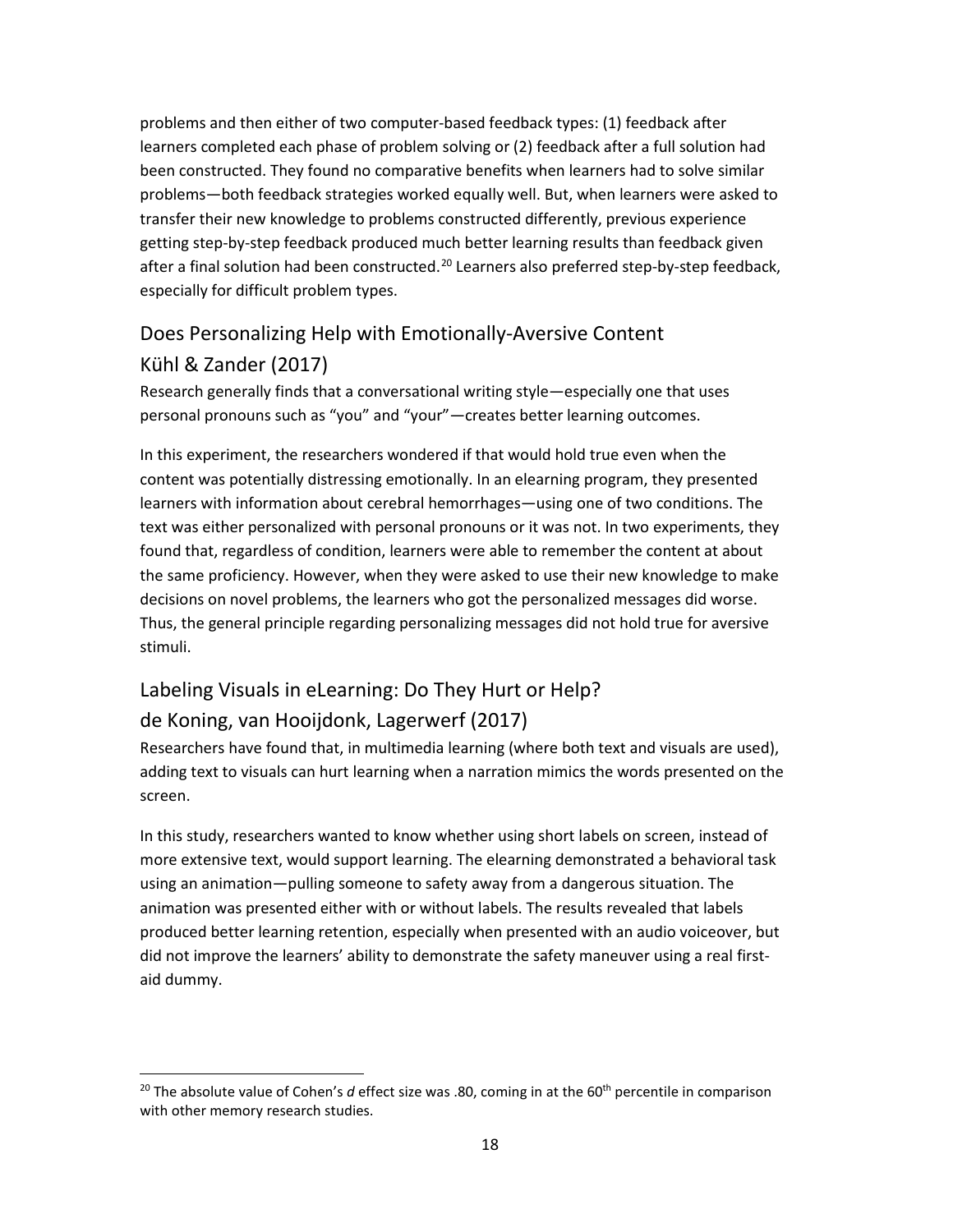problems and then either of two computer-based feedback types: (1) feedback after learners completed each phase of problem solving or (2) feedback after a full solution had been constructed. They found no comparative benefits when learners had to solve similar problems—both feedback strategies worked equally well. But, when learners were asked to transfer their new knowledge to problems constructed differently, previous experience getting step-by-step feedback produced much better learning results than feedback given after a final solution had been constructed.[20] Learners also preferred step-by-step feedback, especially for difficult problem types.

## Does Personalizing Help with Emotionally-Aversive Content

## Kühl & Zander (2017)

Research generally finds that a conversational writing style—especially one that uses personal pronouns such as "you" and "your"—creates better learning outcomes.

In this experiment, the researchers wondered if that would hold true even when the content was potentially distressing emotionally. In an elearning program, they presented learners with information about cerebral hemorrhages—using one of two conditions. The text was either personalized with personal pronouns or it was not. In two experiments, they found that, regardless of condition, learners were able to remember the content at about the same proficiency. However, when they were asked to use their new knowledge to make decisions on novel problems, the learners who got the personalized messages did worse. Thus, the general principle regarding personalizing messages did not hold true for aversive stimuli.

## Labeling Visuals in eLearning: Do They Hurt or Help?

## de Koning, van Hooijdonk, Lagerwerf (2017)

Researchers have found that, in multimedia learning (where both text and visuals are used), adding text to visuals can hurt learning when a narration mimics the words presented on the screen.

In this study, researchers wanted to know whether using short labels on screen, instead of more extensive text, would support learning. The elearning demonstrated a behavioral task using an animation—pulling someone to safety away from a dangerous situation. The animation was presented either with or without labels. The results revealed that labels produced better learning retention, especially when presented with an audio voiceover, but did not improve the learners' ability to demonstrate the safety maneuver using a real first-aid dummy.

---

[20] The absolute value of Cohen's *d* effect size was .80, coming in at the 60th percentile in comparison with other memory research studies.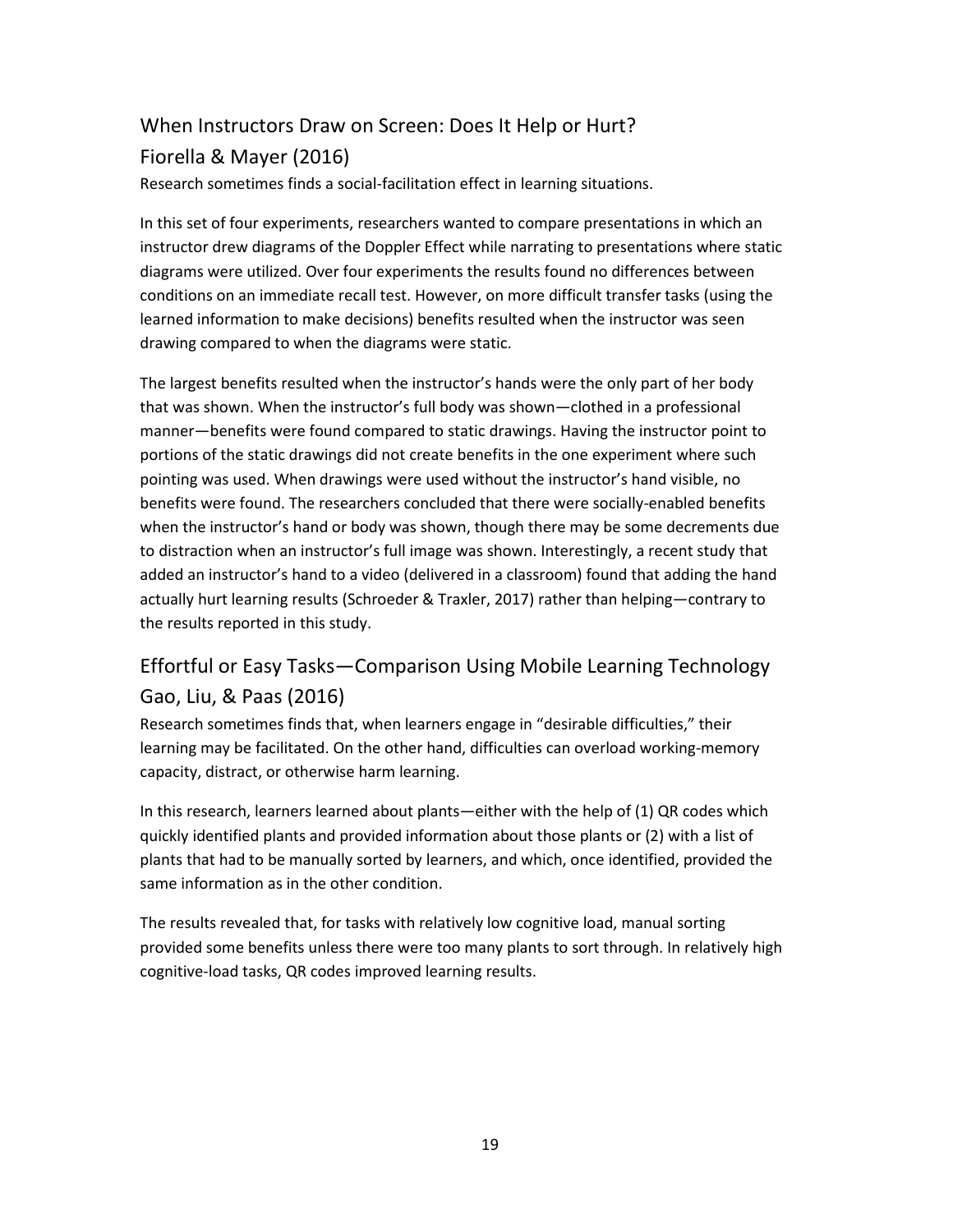## When Instructors Draw on Screen: Does It Help or Hurt?

## Fiorella & Mayer (2016)

Research sometimes finds a social-facilitation effect in learning situations.

In this set of four experiments, researchers wanted to compare presentations in which an instructor drew diagrams of the Doppler Effect while narrating to presentations where static diagrams were utilized. Over four experiments the results found no differences between conditions on an immediate recall test. However, on more difficult transfer tasks (using the learned information to make decisions) benefits resulted when the instructor was seen drawing compared to when the diagrams were static.

The largest benefits resulted when the instructor's hands were the only part of her body that was shown. When the instructor's full body was shown—clothed in a professional manner—benefits were found compared to static drawings. Having the instructor point to portions of the static drawings did not create benefits in the one experiment where such pointing was used. When drawings were used without the instructor's hand visible, no benefits were found. The researchers concluded that there were socially-enabled benefits when the instructor's hand or body was shown, though there may be some decrements due to distraction when an instructor's full image was shown. Interestingly, a recent study that added an instructor's hand to a video (delivered in a classroom) found that adding the hand actually hurt learning results (Schroeder & Traxler, 2017) rather than helping—contrary to the results reported in this study.

## Effortful or Easy Tasks—Comparison Using Mobile Learning Technology

## Gao, Liu, & Paas (2016)

Research sometimes finds that, when learners engage in "desirable difficulties," their learning may be facilitated. On the other hand, difficulties can overload working-memory capacity, distract, or otherwise harm learning.

In this research, learners learned about plants—either with the help of (1) QR codes which quickly identified plants and provided information about those plants or (2) with a list of plants that had to be manually sorted by learners, and which, once identified, provided the same information as in the other condition.

The results revealed that, for tasks with relatively low cognitive load, manual sorting provided some benefits unless there were too many plants to sort through. In relatively high cognitive-load tasks, QR codes improved learning results.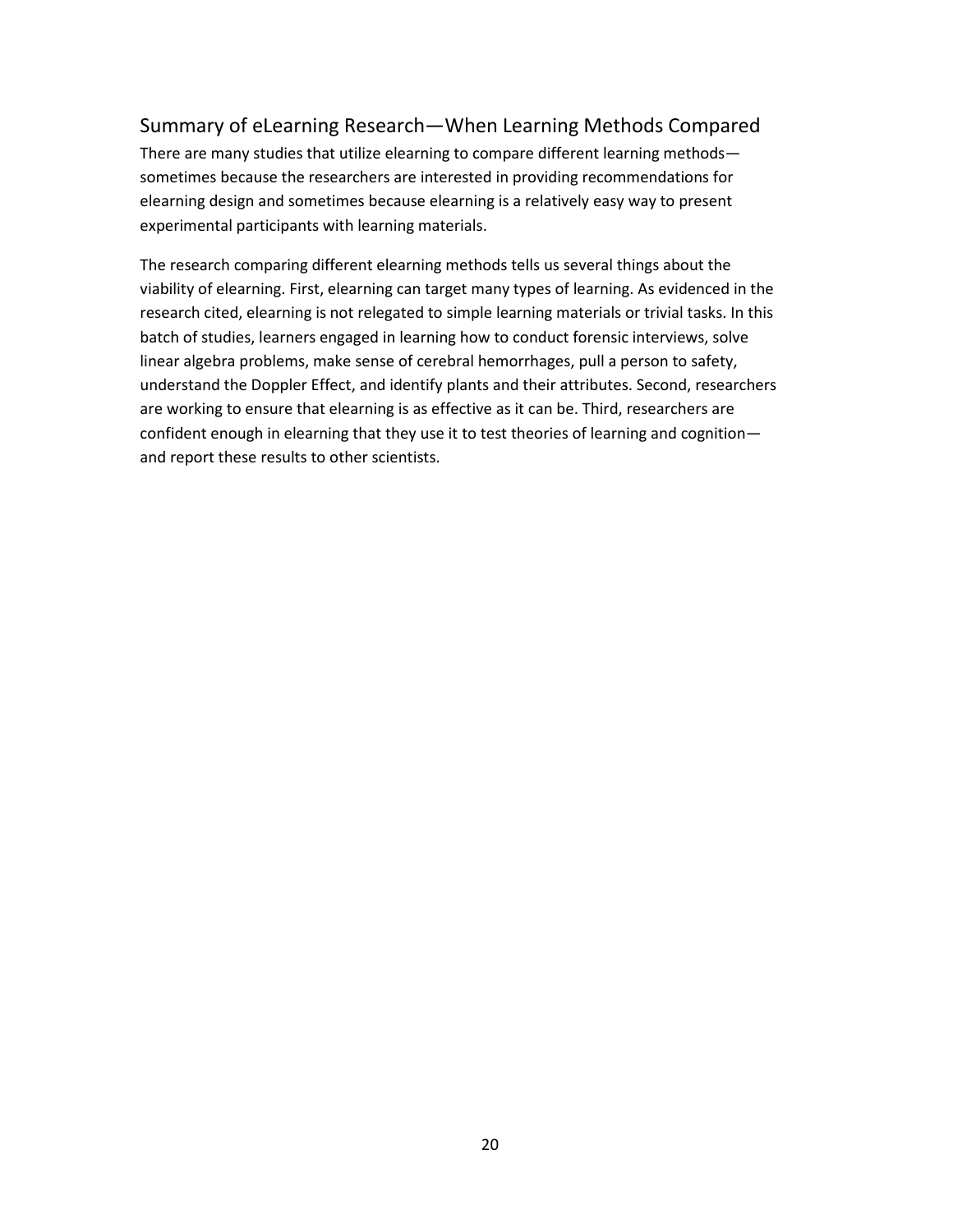## Summary of eLearning Research—When Learning Methods Compared

There are many studies that utilize elearning to compare different learning methods—sometimes because the researchers are interested in providing recommendations for elearning design and sometimes because elearning is a relatively easy way to present experimental participants with learning materials.

The research comparing different elearning methods tells us several things about the viability of elearning. First, elearning can target many types of learning. As evidenced in the research cited, elearning is not relegated to simple learning materials or trivial tasks. In this batch of studies, learners engaged in learning how to conduct forensic interviews, solve linear algebra problems, make sense of cerebral hemorrhages, pull a person to safety, understand the Doppler Effect, and identify plants and their attributes. Second, researchers are working to ensure that elearning is as effective as it can be. Third, researchers are confident enough in elearning that they use it to test theories of learning and cognition—and report these results to other scientists.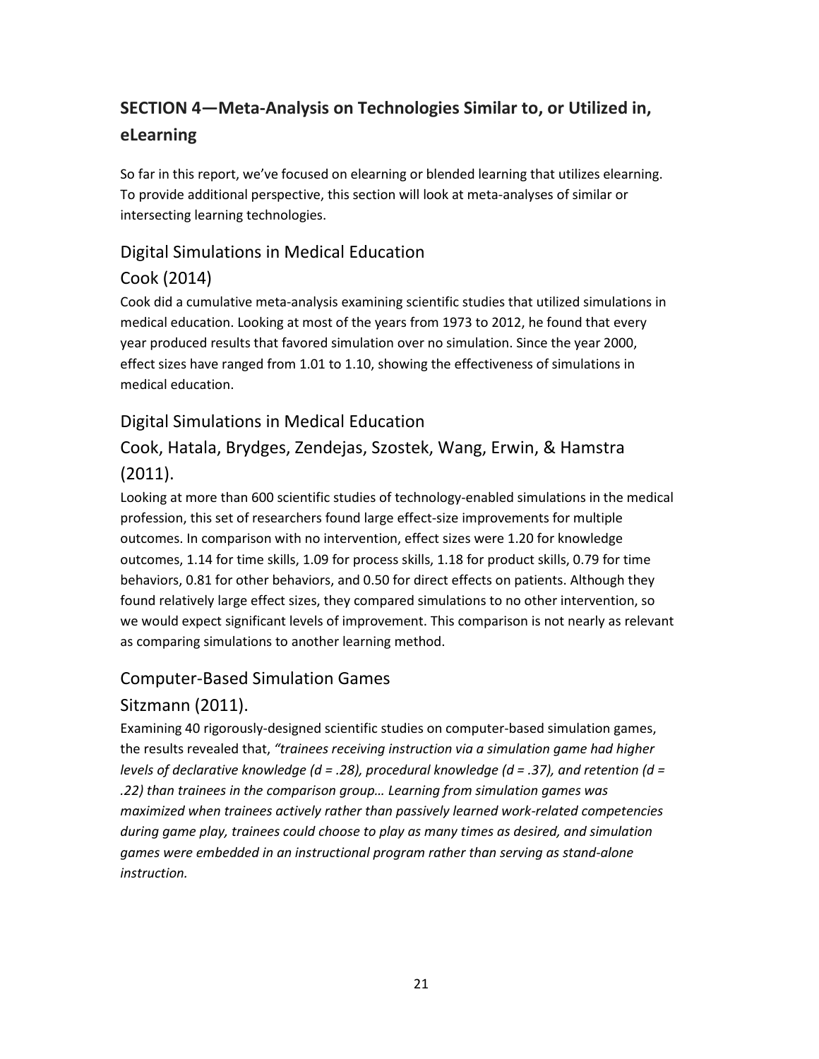## SECTION 4—Meta-Analysis on Technologies Similar to, or Utilized in, eLearning

So far in this report, we've focused on elearning or blended learning that utilizes elearning. To provide additional perspective, this section will look at meta-analyses of similar or intersecting learning technologies.

### Digital Simulations in Medical Education

### Cook (2014)

Cook did a cumulative meta-analysis examining scientific studies that utilized simulations in medical education. Looking at most of the years from 1973 to 2012, he found that every year produced results that favored simulation over no simulation. Since the year 2000, effect sizes have ranged from 1.01 to 1.10, showing the effectiveness of simulations in medical education.

### Digital Simulations in Medical Education

### Cook, Hatala, Brydges, Zendejas, Szostek, Wang, Erwin, & Hamstra (2011).

Looking at more than 600 scientific studies of technology-enabled simulations in the medical profession, this set of researchers found large effect-size improvements for multiple outcomes. In comparison with no intervention, effect sizes were 1.20 for knowledge outcomes, 1.14 for time skills, 1.09 for process skills, 1.18 for product skills, 0.79 for time behaviors, 0.81 for other behaviors, and 0.50 for direct effects on patients. Although they found relatively large effect sizes, they compared simulations to no other intervention, so we would expect significant levels of improvement. This comparison is not nearly as relevant as comparing simulations to another learning method.

### Computer-Based Simulation Games

### Sitzmann (2011).

Examining 40 rigorously-designed scientific studies on computer-based simulation games, the results revealed that, *"trainees receiving instruction via a simulation game had higher levels of declarative knowledge ($d = .28$), procedural knowledge ($d = .37$), and retention ($d = .22$) than trainees in the comparison group… Learning from simulation games was maximized when trainees actively rather than passively learned work-related competencies during game play, trainees could choose to play as many times as desired, and simulation games were embedded in an instructional program rather than serving as stand-alone instruction.*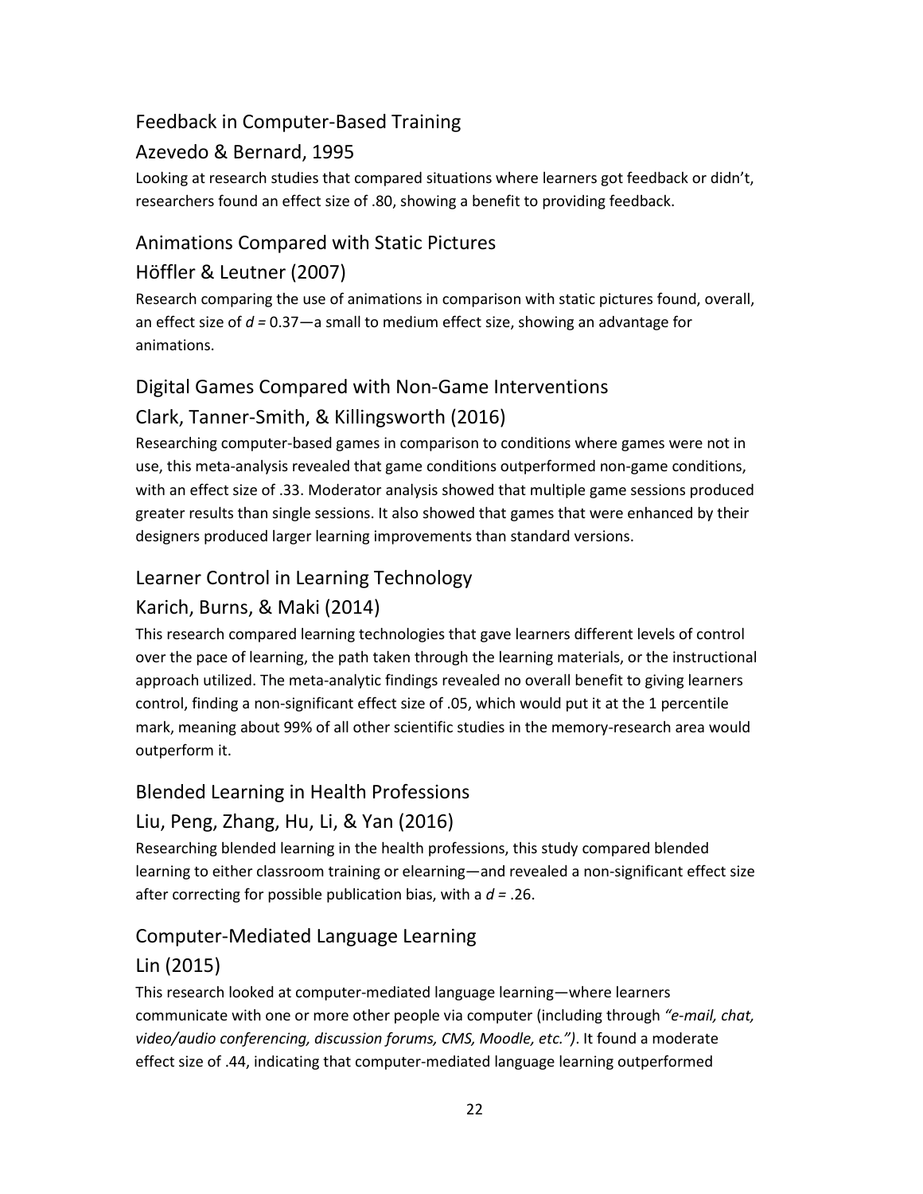### Feedback in Computer-Based Training

### Azevedo & Bernard, 1995

Looking at research studies that compared situations where learners got feedback or didn't, researchers found an effect size of .80, showing a benefit to providing feedback.

### Animations Compared with Static Pictures

### Höffler & Leutner (2007)

Research comparing the use of animations in comparison with static pictures found, overall, an effect size of $d$ = 0.37—a small to medium effect size, showing an advantage for animations.

### Digital Games Compared with Non-Game Interventions

### Clark, Tanner-Smith, & Killingsworth (2016)

Researching computer-based games in comparison to conditions where games were not in use, this meta-analysis revealed that game conditions outperformed non-game conditions, with an effect size of .33. Moderator analysis showed that multiple game sessions produced greater results than single sessions. It also showed that games that were enhanced by their designers produced larger learning improvements than standard versions.

### Learner Control in Learning Technology

### Karich, Burns, & Maki (2014)

This research compared learning technologies that gave learners different levels of control over the pace of learning, the path taken through the learning materials, or the instructional approach utilized. The meta-analytic findings revealed no overall benefit to giving learners control, finding a non-significant effect size of .05, which would put it at the 1 percentile mark, meaning about 99% of all other scientific studies in the memory-research area would outperform it.

### Blended Learning in Health Professions

### Liu, Peng, Zhang, Hu, Li, & Yan (2016)

Researching blended learning in the health professions, this study compared blended learning to either classroom training or elearning—and revealed a non-significant effect size after correcting for possible publication bias, with a $d$ = .26.

### Computer-Mediated Language Learning

### Lin (2015)

This research looked at computer-mediated language learning—where learners communicate with one or more other people via computer (including through *"e-mail, chat, video/audio conferencing, discussion forums, CMS, Moodle, etc.")*. It found a moderate effect size of .44, indicating that computer-mediated language learning outperformed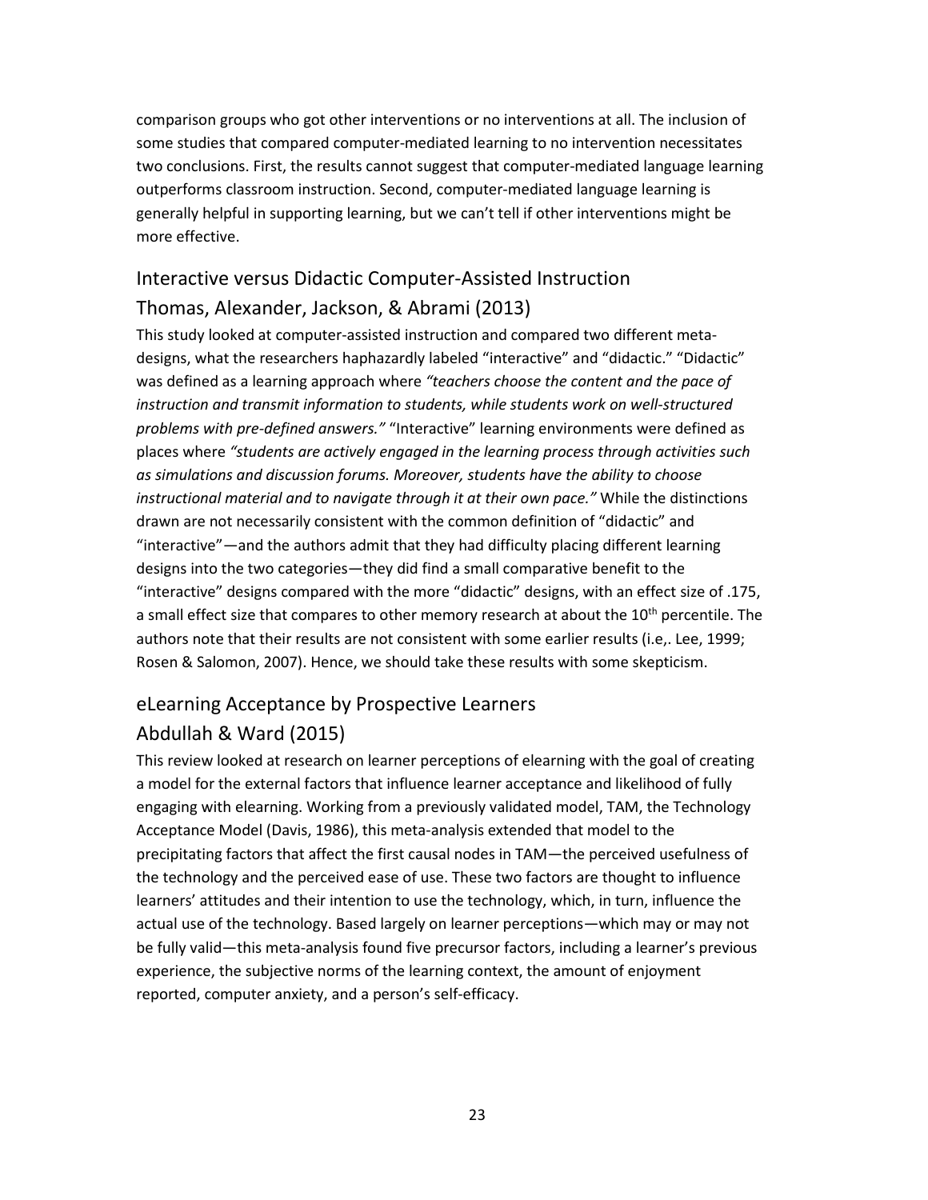comparison groups who got other interventions or no interventions at all. The inclusion of some studies that compared computer-mediated learning to no intervention necessitates two conclusions. First, the results cannot suggest that computer-mediated language learning outperforms classroom instruction. Second, computer-mediated language learning is generally helpful in supporting learning, but we can't tell if other interventions might be more effective.

## Interactive versus Didactic Computer-Assisted Instruction

## Thomas, Alexander, Jackson, & Abrami (2013)

This study looked at computer-assisted instruction and compared two different meta-designs, what the researchers haphazardly labeled "interactive" and "didactic." "Didactic" was defined as a learning approach where *"teachers choose the content and the pace of instruction and transmit information to students, while students work on well-structured problems with pre-defined answers."* "Interactive" learning environments were defined as places where *"students are actively engaged in the learning process through activities such as simulations and discussion forums. Moreover, students have the ability to choose instructional material and to navigate through it at their own pace."* While the distinctions drawn are not necessarily consistent with the common definition of "didactic" and "interactive"—and the authors admit that they had difficulty placing different learning designs into the two categories—they did find a small comparative benefit to the "interactive" designs compared with the more "didactic" designs, with an effect size of .175, a small effect size that compares to other memory research at about the 10th percentile. The authors note that their results are not consistent with some earlier results (i.e,. Lee, 1999; Rosen & Salomon, 2007). Hence, we should take these results with some skepticism.

## eLearning Acceptance by Prospective Learners

## Abdullah & Ward (2015)

This review looked at research on learner perceptions of elearning with the goal of creating a model for the external factors that influence learner acceptance and likelihood of fully engaging with elearning. Working from a previously validated model, TAM, the Technology Acceptance Model (Davis, 1986), this meta-analysis extended that model to the precipitating factors that affect the first causal nodes in TAM—the perceived usefulness of the technology and the perceived ease of use. These two factors are thought to influence learners' attitudes and their intention to use the technology, which, in turn, influence the actual use of the technology. Based largely on learner perceptions—which may or may not be fully valid—this meta-analysis found five precursor factors, including a learner's previous experience, the subjective norms of the learning context, the amount of enjoyment reported, computer anxiety, and a person's self-efficacy.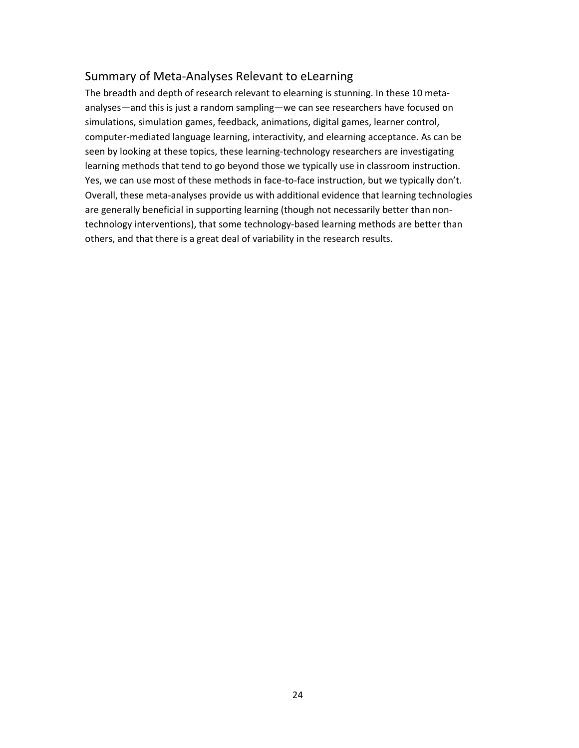## Summary of Meta-Analyses Relevant to eLearning

The breadth and depth of research relevant to elearning is stunning. In these 10 meta-analyses—and this is just a random sampling—we can see researchers have focused on simulations, simulation games, feedback, animations, digital games, learner control, computer-mediated language learning, interactivity, and elearning acceptance. As can be seen by looking at these topics, these learning-technology researchers are investigating learning methods that tend to go beyond those we typically use in classroom instruction. Yes, we can use most of these methods in face-to-face instruction, but we typically don't. Overall, these meta-analyses provide us with additional evidence that learning technologies are generally beneficial in supporting learning (though not necessarily better than non-technology interventions), that some technology-based learning methods are better than others, and that there is a great deal of variability in the research results.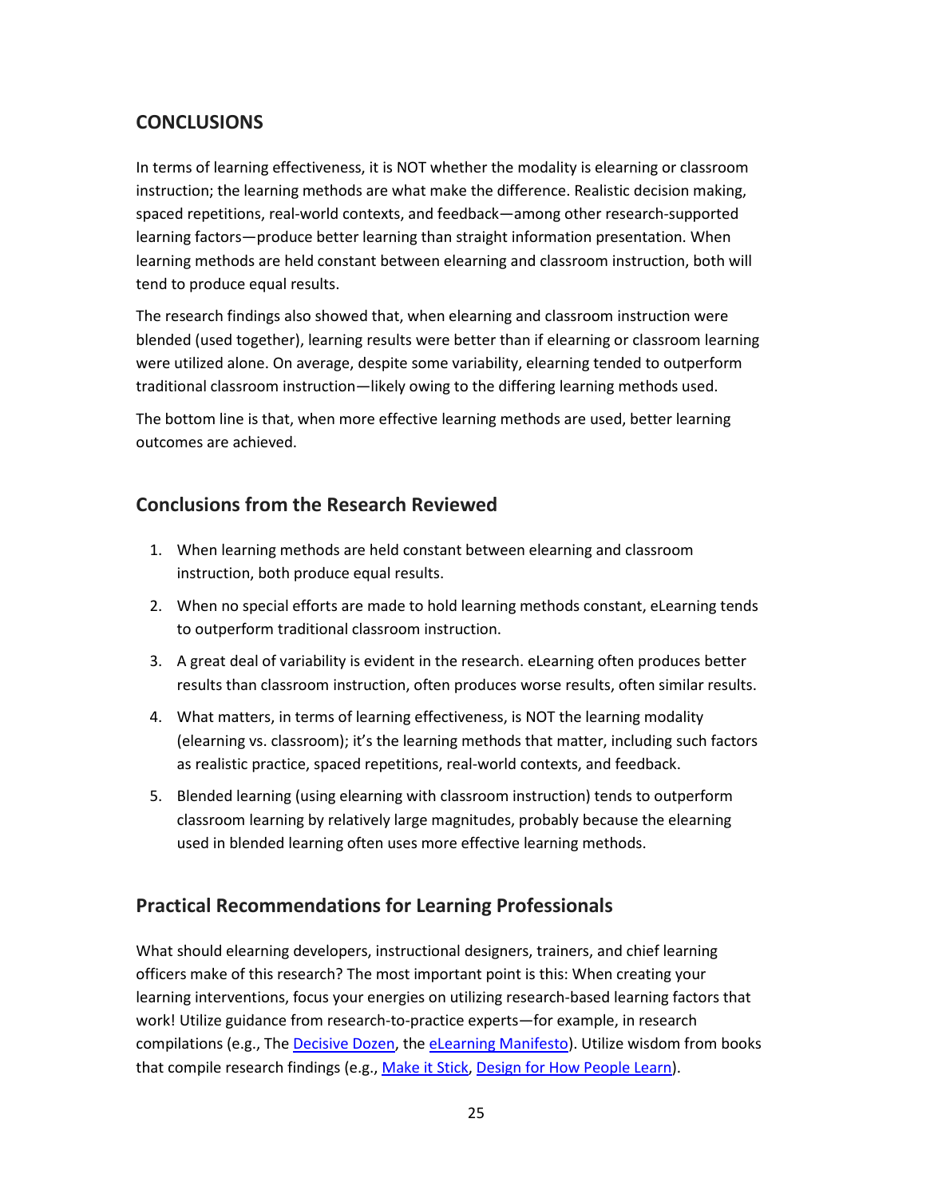## CONCLUSIONS

In terms of learning effectiveness, it is NOT whether the modality is elearning or classroom instruction; the learning methods are what make the difference. Realistic decision making, spaced repetitions, real-world contexts, and feedback—among other research-supported learning factors—produce better learning than straight information presentation. When learning methods are held constant between elearning and classroom instruction, both will tend to produce equal results.

The research findings also showed that, when elearning and classroom instruction were blended (used together), learning results were better than if elearning or classroom learning were utilized alone. On average, despite some variability, elearning tended to outperform traditional classroom instruction—likely owing to the differing learning methods used.

The bottom line is that, when more effective learning methods are used, better learning outcomes are achieved.

### Conclusions from the Research Reviewed

1. When learning methods are held constant between elearning and classroom instruction, both produce equal results.
2. When no special efforts are made to hold learning methods constant, eLearning tends to outperform traditional classroom instruction.
3. A great deal of variability is evident in the research. eLearning often produces better results than classroom instruction, often produces worse results, often similar results.
4. What matters, in terms of learning effectiveness, is NOT the learning modality (elearning vs. classroom); it's the learning methods that matter, including such factors as realistic practice, spaced repetitions, real-world contexts, and feedback.
5. Blended learning (using elearning with classroom instruction) tends to outperform classroom learning by relatively large magnitudes, probably because the elearning used in blended learning often uses more effective learning methods.

### Practical Recommendations for Learning Professionals

What should elearning developers, instructional designers, trainers, and chief learning officers make of this research? The most important point is this: When creating your learning interventions, focus your energies on utilizing research-based learning factors that work! Utilize guidance from research-to-practice experts—for example, in research compilations (e.g., The Decisive Dozen, the eLearning Manifesto). Utilize wisdom from books that compile research findings (e.g., Make it Stick, Design for How People Learn).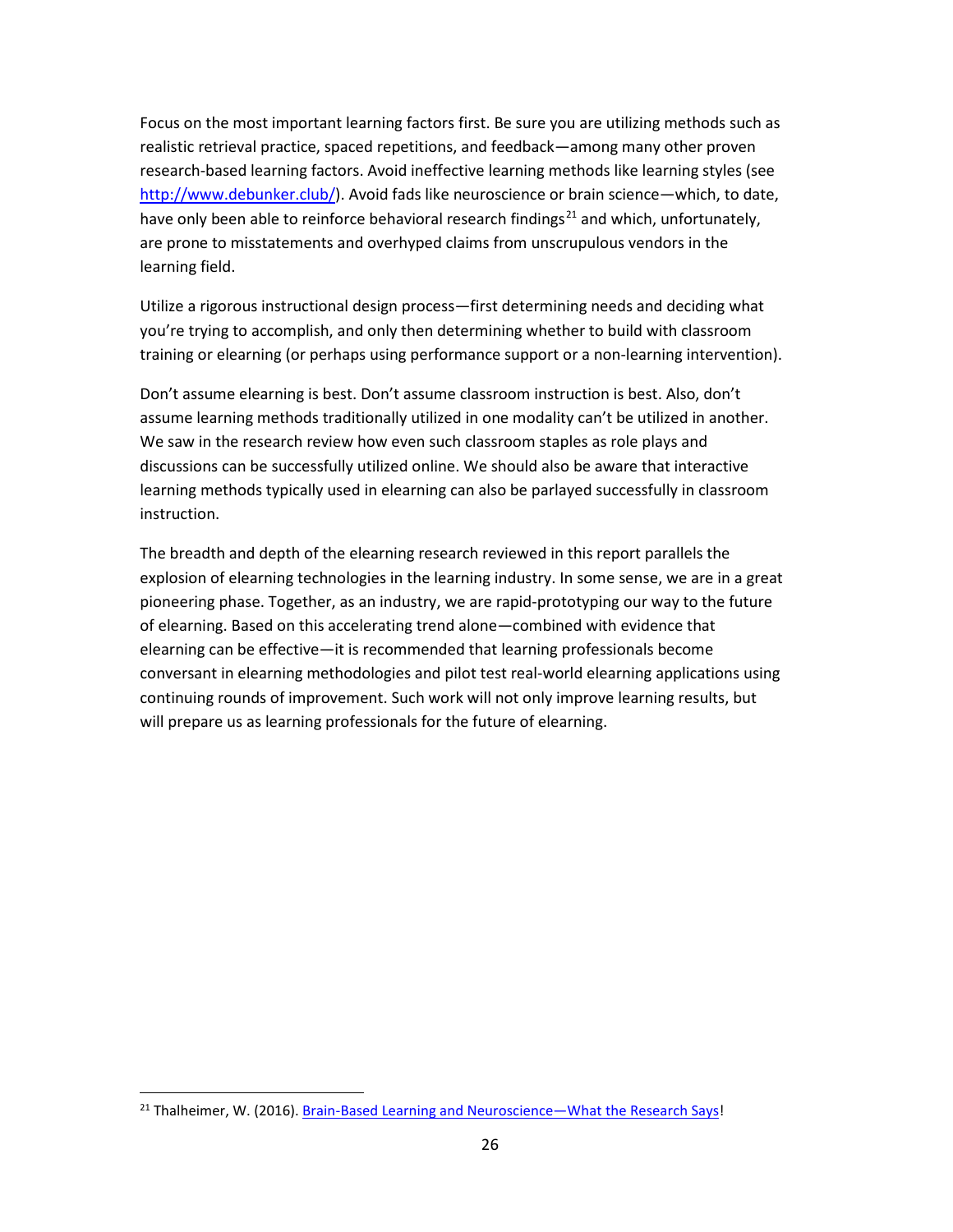Focus on the most important learning factors first. Be sure you are utilizing methods such as realistic retrieval practice, spaced repetitions, and feedback—among many other proven research-based learning factors. Avoid ineffective learning methods like learning styles (see http://www.debunker.club/). Avoid fads like neuroscience or brain science—which, to date, have only been able to reinforce behavioral research findings[21] and which, unfortunately, are prone to misstatements and overhyped claims from unscrupulous vendors in the learning field.

Utilize a rigorous instructional design process—first determining needs and deciding what you're trying to accomplish, and only then determining whether to build with classroom training or elearning (or perhaps using performance support or a non-learning intervention).

Don't assume elearning is best. Don't assume classroom instruction is best. Also, don't assume learning methods traditionally utilized in one modality can't be utilized in another. We saw in the research review how even such classroom staples as role plays and discussions can be successfully utilized online. We should also be aware that interactive learning methods typically used in elearning can also be parlayed successfully in classroom instruction.

The breadth and depth of the elearning research reviewed in this report parallels the explosion of elearning technologies in the learning industry. In some sense, we are in a great pioneering phase. Together, as an industry, we are rapid-prototyping our way to the future of elearning. Based on this accelerating trend alone—combined with evidence that elearning can be effective—it is recommended that learning professionals become conversant in elearning methodologies and pilot test real-world elearning applications using continuing rounds of improvement. Such work will not only improve learning results, but will prepare us as learning professionals for the future of elearning.

---

[21] Thalheimer, W. (2016). Brain-Based Learning and Neuroscience—What the Research Says!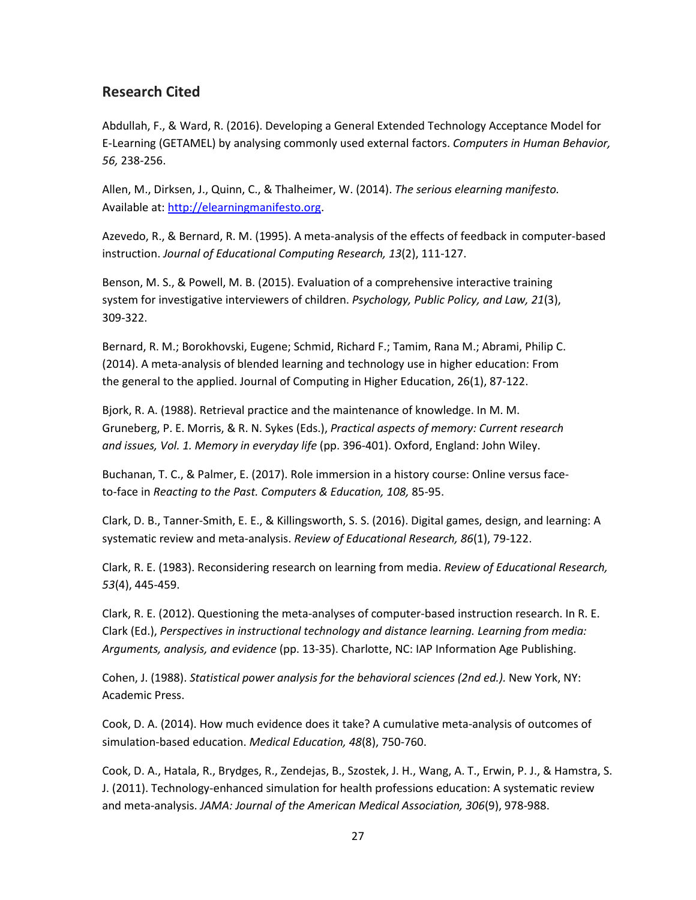## Research Cited

Abdullah, F., & Ward, R. (2016). Developing a General Extended Technology Acceptance Model for E-Learning (GETAMEL) by analysing commonly used external factors. *Computers in Human Behavior, 56,* 238-256.

Allen, M., Dirksen, J., Quinn, C., & Thalheimer, W. (2014). *The serious elearning manifesto.* Available at: [http://elearningmanifesto.org](http://elearningmanifesto.org).

Azevedo, R., & Bernard, R. M. (1995). A meta-analysis of the effects of feedback in computer-based instruction. *Journal of Educational Computing Research, 13*(2), 111-127.

Benson, M. S., & Powell, M. B. (2015). Evaluation of a comprehensive interactive training system for investigative interviewers of children. *Psychology, Public Policy, and Law, 21*(3), 309-322.

Bernard, R. M.; Borokhovski, Eugene; Schmid, Richard F.; Tamim, Rana M.; Abrami, Philip C. (2014). A meta-analysis of blended learning and technology use in higher education: From the general to the applied. Journal of Computing in Higher Education, 26(1), 87-122.

Bjork, R. A. (1988). Retrieval practice and the maintenance of knowledge. In M. M. Gruneberg, P. E. Morris, & R. N. Sykes (Eds.), *Practical aspects of memory: Current research and issues, Vol. 1. Memory in everyday life* (pp. 396-401). Oxford, England: John Wiley.

Buchanan, T. C., & Palmer, E. (2017). Role immersion in a history course: Online versus face-to-face in *Reacting to the Past. Computers & Education, 108,* 85-95.

Clark, D. B., Tanner-Smith, E. E., & Killingsworth, S. S. (2016). Digital games, design, and learning: A systematic review and meta-analysis. *Review of Educational Research, 86*(1), 79-122.

Clark, R. E. (1983). Reconsidering research on learning from media. *Review of Educational Research, 53*(4), 445-459.

Clark, R. E. (2012). Questioning the meta-analyses of computer-based instruction research. In R. E. Clark (Ed.), *Perspectives in instructional technology and distance learning. Learning from media: Arguments, analysis, and evidence* (pp. 13-35). Charlotte, NC: IAP Information Age Publishing.

Cohen, J. (1988). *Statistical power analysis for the behavioral sciences (2nd ed.).* New York, NY: Academic Press.

Cook, D. A. (2014). How much evidence does it take? A cumulative meta-analysis of outcomes of simulation-based education. *Medical Education, 48*(8), 750-760.

Cook, D. A., Hatala, R., Brydges, R., Zendejas, B., Szostek, J. H., Wang, A. T., Erwin, P. J., & Hamstra, S. J. (2011). Technology-enhanced simulation for health professions education: A systematic review and meta-analysis. *JAMA: Journal of the American Medical Association, 306*(9), 978-988.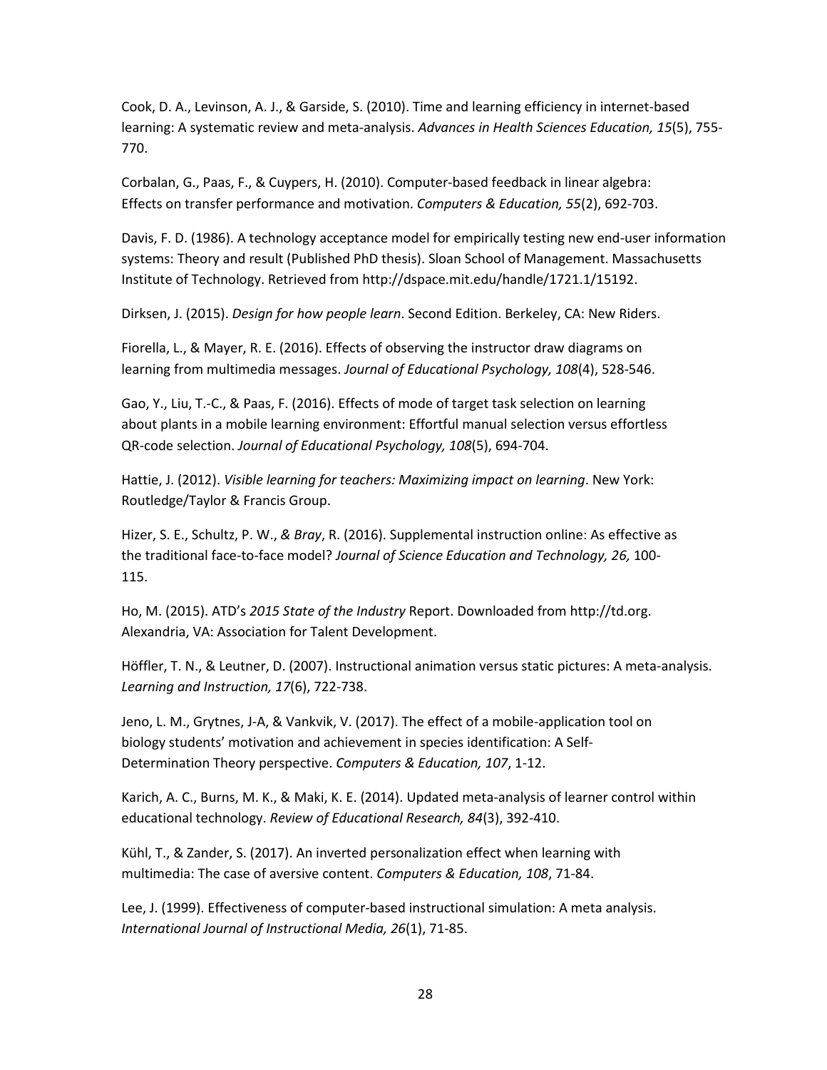Cook, D. A., Levinson, A. J., & Garside, S. (2010). Time and learning efficiency in internet-based learning: A systematic review and meta-analysis. *Advances in Health Sciences Education, 15*(5), 755-770.

Corbalan, G., Paas, F., & Cuypers, H. (2010). Computer-based feedback in linear algebra: Effects on transfer performance and motivation. *Computers & Education, 55*(2), 692-703.

Davis, F. D. (1986). A technology acceptance model for empirically testing new end-user information systems: Theory and result (Published PhD thesis). Sloan School of Management. Massachusetts Institute of Technology. Retrieved from http://dspace.mit.edu/handle/1721.1/15192.

Dirksen, J. (2015). *Design for how people learn*. Second Edition. Berkeley, CA: New Riders.

Fiorella, L., & Mayer, R. E. (2016). Effects of observing the instructor draw diagrams on learning from multimedia messages. *Journal of Educational Psychology, 108*(4), 528-546.

Gao, Y., Liu, T.-C., & Paas, F. (2016). Effects of mode of target task selection on learning about plants in a mobile learning environment: Effortful manual selection versus effortless QR-code selection. *Journal of Educational Psychology, 108*(5), 694-704.

Hattie, J. (2012). *Visible learning for teachers: Maximizing impact on learning*. New York: Routledge/Taylor & Francis Group.

Hizer, S. E., Schultz, P. W., *& Bray*, R. (2016). Supplemental instruction online: As effective as the traditional face-to-face model? *Journal of Science Education and Technology, 26,* 100-115.

Ho, M. (2015). ATD's *2015 State of the Industry* Report. Downloaded from http://td.org. Alexandria, VA: Association for Talent Development.

Höffler, T. N., & Leutner, D. (2007). Instructional animation versus static pictures: A meta-analysis. *Learning and Instruction, 17*(6), 722-738.

Jeno, L. M., Grytnes, J-A, & Vankvik, V. (2017). The effect of a mobile-application tool on biology students' motivation and achievement in species identification: A Self-Determination Theory perspective. *Computers & Education, 107*, 1-12.

Karich, A. C., Burns, M. K., & Maki, K. E. (2014). Updated meta-analysis of learner control within educational technology. *Review of Educational Research, 84*(3), 392-410.

Kühl, T., & Zander, S. (2017). An inverted personalization effect when learning with multimedia: The case of aversive content. *Computers & Education, 108*, 71-84.

Lee, J. (1999). Effectiveness of computer-based instructional simulation: A meta analysis. *International Journal of Instructional Media, 26*(1), 71-85.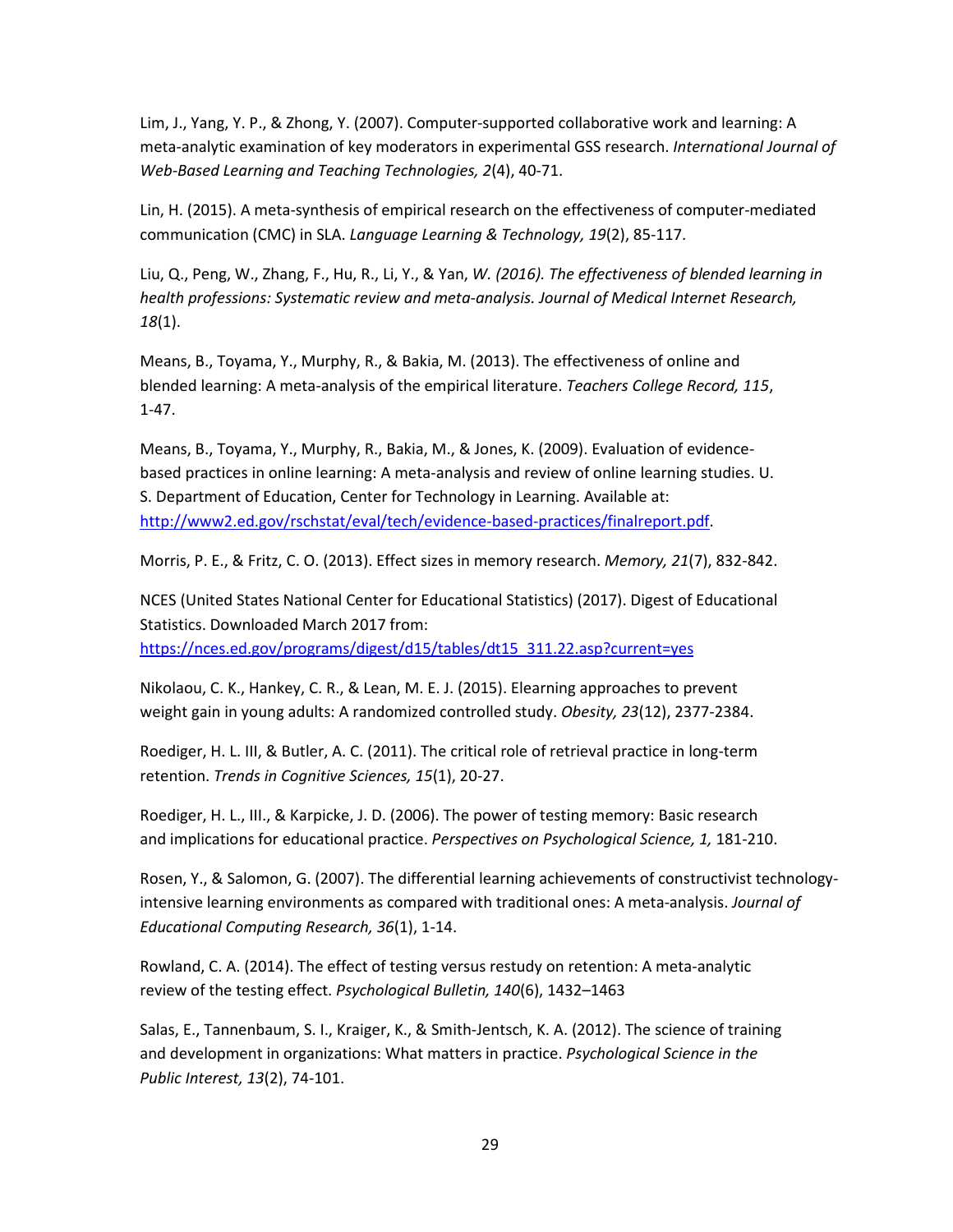Lim, J., Yang, Y. P., & Zhong, Y. (2007). Computer-supported collaborative work and learning: A meta-analytic examination of key moderators in experimental GSS research. *International Journal of Web-Based Learning and Teaching Technologies, 2*(4), 40-71.

Lin, H. (2015). A meta-synthesis of empirical research on the effectiveness of computer-mediated communication (CMC) in SLA. *Language Learning & Technology, 19*(2), 85-117.

Liu, Q., Peng, W., Zhang, F., Hu, R., Li, Y., & Yan, *W. (2016). The effectiveness of blended learning in health professions: Systematic review and meta-analysis. Journal of Medical Internet Research, 18*(1).

Means, B., Toyama, Y., Murphy, R., & Bakia, M. (2013). The effectiveness of online and blended learning: A meta-analysis of the empirical literature. *Teachers College Record, 115*, 1-47.

Means, B., Toyama, Y., Murphy, R., Bakia, M., & Jones, K. (2009). Evaluation of evidence-based practices in online learning: A meta-analysis and review of online learning studies. U. S. Department of Education, Center for Technology in Learning. Available at: http://www2.ed.gov/rschstat/eval/tech/evidence-based-practices/finalreport.pdf.

Morris, P. E., & Fritz, C. O. (2013). Effect sizes in memory research. *Memory, 21*(7), 832-842.

NCES (United States National Center for Educational Statistics) (2017). Digest of Educational Statistics. Downloaded March 2017 from: https://nces.ed.gov/programs/digest/d15/tables/dt15_311.22.asp?current=yes

Nikolaou, C. K., Hankey, C. R., & Lean, M. E. J. (2015). Elearning approaches to prevent weight gain in young adults: A randomized controlled study. *Obesity, 23*(12), 2377-2384.

Roediger, H. L. III, & Butler, A. C. (2011). The critical role of retrieval practice in long-term retention. *Trends in Cognitive Sciences, 15*(1), 20-27.

Roediger, H. L., III., & Karpicke, J. D. (2006). The power of testing memory: Basic research and implications for educational practice. *Perspectives on Psychological Science, 1,* 181-210.

Rosen, Y., & Salomon, G. (2007). The differential learning achievements of constructivist technology-intensive learning environments as compared with traditional ones: A meta-analysis. *Journal of Educational Computing Research, 36*(1), 1-14.

Rowland, C. A. (2014). The effect of testing versus restudy on retention: A meta-analytic review of the testing effect. *Psychological Bulletin, 140*(6), 1432–1463

Salas, E., Tannenbaum, S. I., Kraiger, K., & Smith-Jentsch, K. A. (2012). The science of training and development in organizations: What matters in practice. *Psychological Science in the Public Interest, 13*(2), 74-101.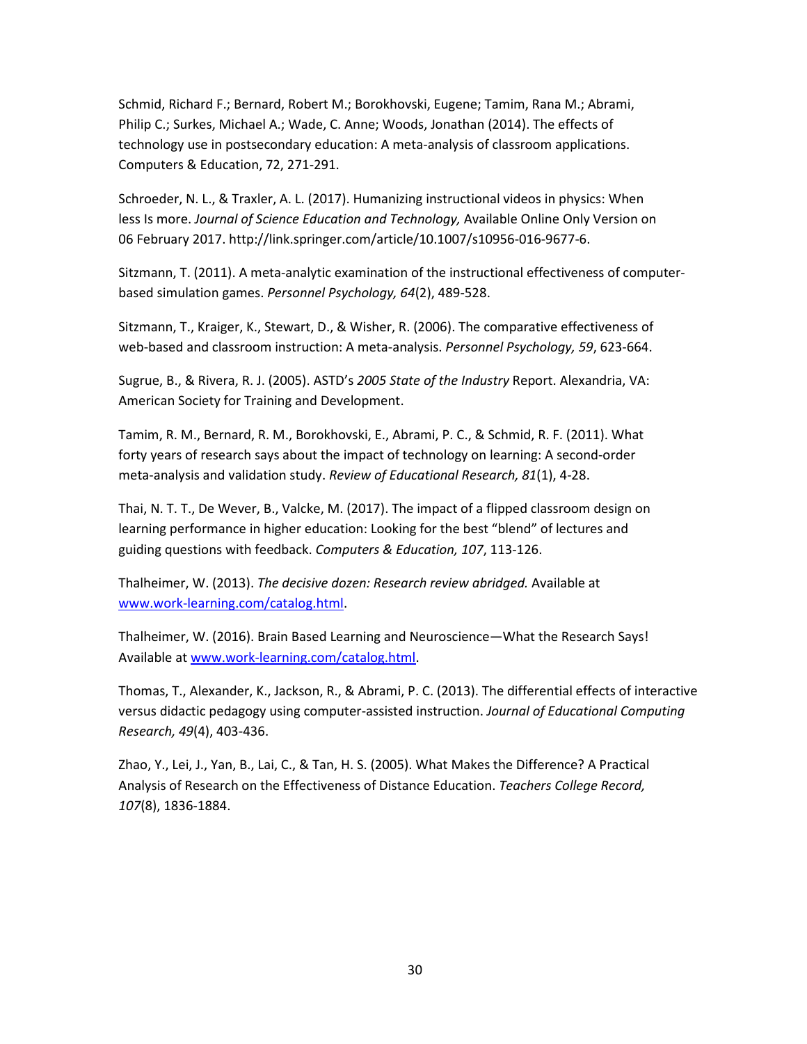Schmid, Richard F.; Bernard, Robert M.; Borokhovski, Eugene; Tamim, Rana M.; Abrami, Philip C.; Surkes, Michael A.; Wade, C. Anne; Woods, Jonathan (2014). The effects of technology use in postsecondary education: A meta-analysis of classroom applications. Computers & Education, 72, 271-291.

Schroeder, N. L., & Traxler, A. L. (2017). Humanizing instructional videos in physics: When less Is more. *Journal of Science Education and Technology,* Available Online Only Version on 06 February 2017. http://link.springer.com/article/10.1007/s10956-016-9677-6.

Sitzmann, T. (2011). A meta-analytic examination of the instructional effectiveness of computer-based simulation games. *Personnel Psychology, 64*(2), 489-528.

Sitzmann, T., Kraiger, K., Stewart, D., & Wisher, R. (2006). The comparative effectiveness of web-based and classroom instruction: A meta-analysis. *Personnel Psychology, 59*, 623-664.

Sugrue, B., & Rivera, R. J. (2005). ASTD's *2005 State of the Industry* Report. Alexandria, VA: American Society for Training and Development.

Tamim, R. M., Bernard, R. M., Borokhovski, E., Abrami, P. C., & Schmid, R. F. (2011). What forty years of research says about the impact of technology on learning: A second-order meta-analysis and validation study. *Review of Educational Research, 81*(1), 4-28.

Thai, N. T. T., De Wever, B., Valcke, M. (2017). The impact of a flipped classroom design on learning performance in higher education: Looking for the best "blend" of lectures and guiding questions with feedback. *Computers & Education, 107*, 113-126.

Thalheimer, W. (2013). *The decisive dozen: Research review abridged.* Available at www.work-learning.com/catalog.html.

Thalheimer, W. (2016). Brain Based Learning and Neuroscience—What the Research Says! Available at www.work-learning.com/catalog.html.

Thomas, T., Alexander, K., Jackson, R., & Abrami, P. C. (2013). The differential effects of interactive versus didactic pedagogy using computer-assisted instruction. *Journal of Educational Computing Research, 49*(4), 403-436.

Zhao, Y., Lei, J., Yan, B., Lai, C., & Tan, H. S. (2005). What Makes the Difference? A Practical Analysis of Research on the Effectiveness of Distance Education. *Teachers College Record, 107*(8), 1836-1884.